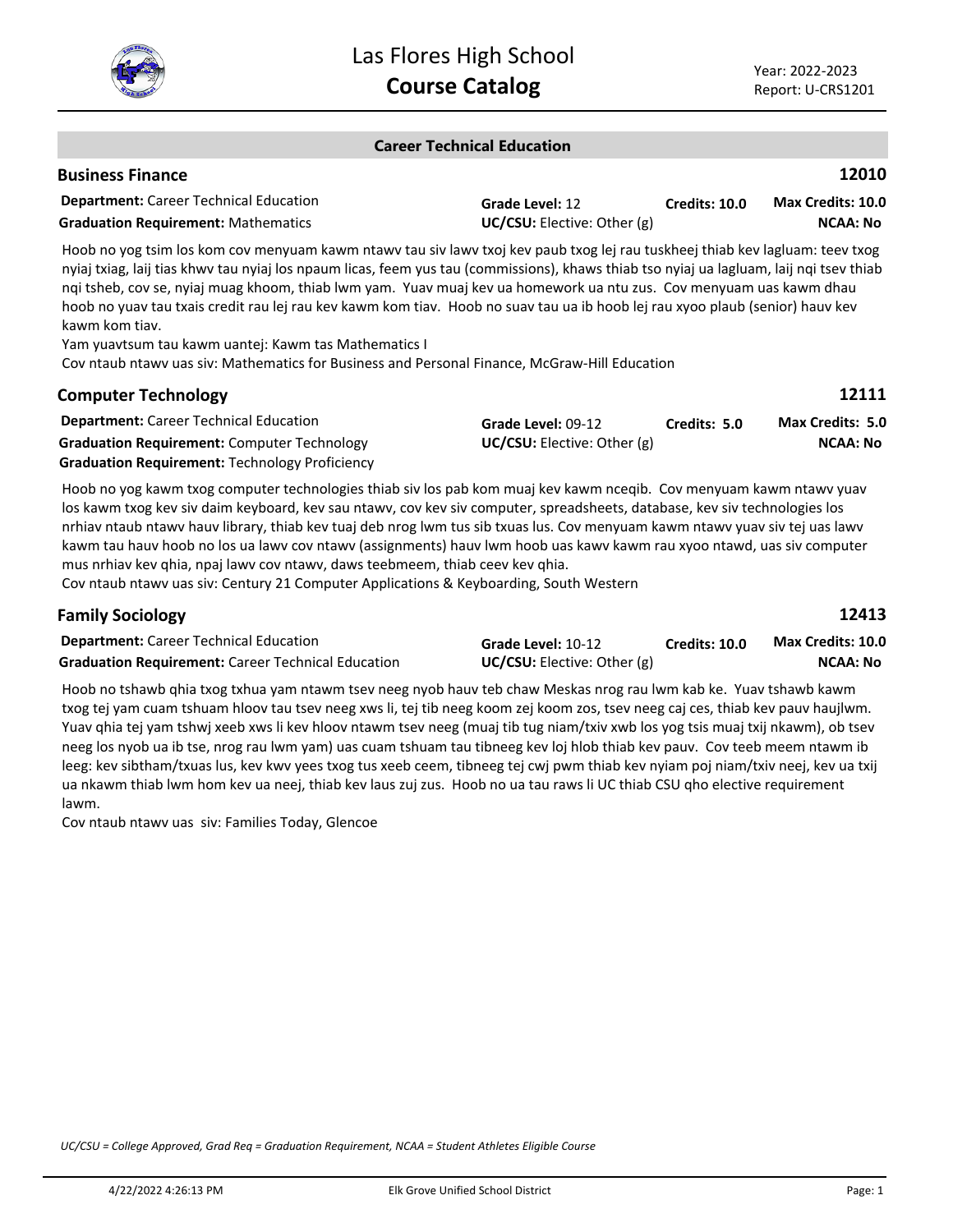# Las Flores High School
## Course Catalog

Year: 2022-2023
Report: U-CRS1201

### Career Technical Education

### Business Finance — 12010

**Department:** Career Technical Education
**Graduation Requirement:** Mathematics
**Grade Level:** 12
**UC/CSU:** Elective: Other (g)
**Credits:** 10.0
**Max Credits:** 10.0
**NCAA:** No

Hoob no yog tsim los kom cov menyuam kawm ntawv tau siv lawv txoj kev paub txog lej rau tuskheej thiab kev lagluam: teev txog nyiaj txiag, laij tias khwv tau nyiaj los npaum licas, feem yus tau (commissions), khaws thiab tso nyiaj ua lagluam, laij nqi tsev thiab nqi tsheb, cov se, nyiaj muag khoom, thiab lwm yam. Yuav muaj kev ua homework ua ntu zus. Cov menyuam uas kawm dhau hoob no yuav tau txais credit rau lej rau kev kawm kom tiav. Hoob no suav tau ua ib hoob lej rau xyoo plaub (senior) hauv kev kawm kom tiav.

Yam yuavtsum tau kawm uantej: Kawm tas Mathematics I

Cov ntaub ntawv uas siv: Mathematics for Business and Personal Finance, McGraw-Hill Education

### Computer Technology — 12111

**Department:** Career Technical Education
**Graduation Requirement:** Computer Technology
**Graduation Requirement:** Technology Proficiency
**Grade Level:** 09-12
**UC/CSU:** Elective: Other (g)
**Credits:** 5.0
**Max Credits:** 5.0
**NCAA:** No

Hoob no yog kawm txog computer technologies thiab siv los pab kom muaj kev kawm nceqib. Cov menyuam kawm ntawv yuav los kawm txog kev siv daim keyboard, kev sau ntawv, cov kev siv computer, spreadsheets, database, kev siv technologies los nrhiav ntaub ntawv hauv library, thiab kev tuaj deb nrog lwm tus sib txuas lus. Cov menyuam kawm ntawv yuav siv tej uas lawv kawm tau hauv hoob no los ua lawv cov ntawv (assignments) hauv lwm hoob uas kawv kawm rau xyoo ntawd, uas siv computer mus nrhiav kev qhia, npaj lawv cov ntawv, daws teebmeem, thiab ceev kev qhia.

Cov ntaub ntawv uas siv: Century 21 Computer Applications & Keyboarding, South Western

### Family Sociology — 12413

**Department:** Career Technical Education
**Graduation Requirement:** Career Technical Education
**Grade Level:** 10-12
**UC/CSU:** Elective: Other (g)
**Credits:** 10.0
**Max Credits:** 10.0
**NCAA:** No

Hoob no tshawb qhia txog txhua yam ntawm tsev neeg nyob hauv teb chaw Meskas nrog rau lwm kab ke. Yuav tshawb kawm txog tej yam cuam tshuam hloov tau tsev neeg xws li, tej tib neeg koom zej koom zos, tsev neeg caj ces, thiab kev pauv haujlwm. Yuav qhia tej yam tshwj xeeb xws li kev hloov ntawm tsev neeg (muaj tib tug niam/txiv xwb los yog tsis muaj txij nkawm), ob tsev neeg los nyob ua ib tse, nrog rau lwm yam) uas cuam tshuam tau tibneeg kev loj hlob thiab kev pauv. Cov teeb meem ntawm ib leeg: kev sibtham/txuas lus, kev kwv yees txog tus xeeb ceem, tibneeg tej cwj pwm thiab kev nyiam poj niam/txiv neej, kev ua txij ua nkawm thiab lwm hom kev ua neej, thiab kev laus zuj zus. Hoob no ua tau raws li UC thiab CSU qho elective requirement lawm.

Cov ntaub ntawv uas siv: Families Today, Glencoe

*UC/CSU = College Approved, Grad Req = Graduation Requirement, NCAA = Student Athletes Eligible Course*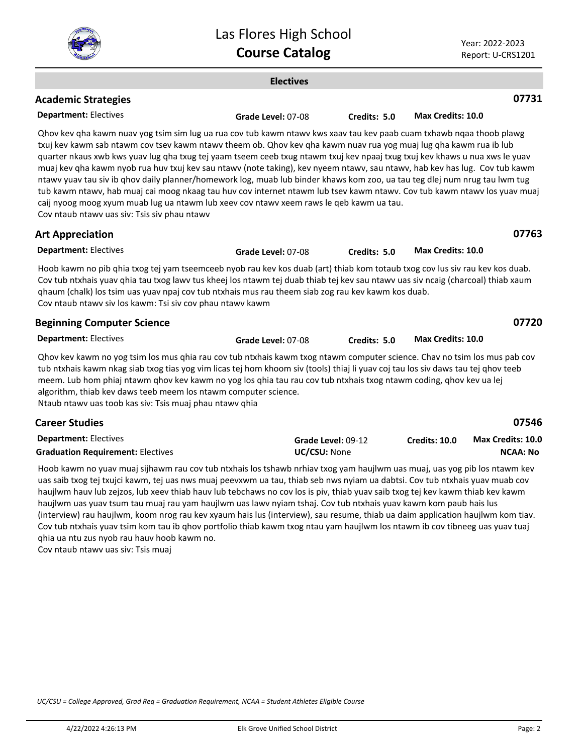## Electives

### Academic Strategies — 07731

**Department:** Electives | **Grade Level:** 07-08 | **Credits: 5.0** | **Max Credits: 10.0**

Qhov kev qha kawm nuav yog tsim sim lug ua rua cov tub kawm ntawv kws xaav tau kev paab cuam txhawb nqaa thoob plawg txuj kev kawm sab ntawm cov tsev kawm ntawv theem ob. Qhov kev qha kawm nuav rua yog muaj lug qha kawm rua ib lub quarter nkaus xwb kws yuav lug qha txug tej yaam tseem ceeb txug ntawm txuj kev npaaj txug txuj kev khaws u nua xws le yuav muaj kev qha kawm nyob rua huv txuj kev sau ntawv (note taking), kev nyeem ntawv, sau ntawv, hab kev has lug. Cov tub kawm ntawv yuav tau siv ib qhov daily planner/homework log, muab lub binder khaws kom zoo, ua tau teg dlej num nrug tau lwm tug tub kawm ntawv, hab muaj cai moog nkaag tau huv cov internet ntawm lub tsev kawm ntawv. Cov tub kawm ntawv los yuav muaj caij nyoog moog xyum muab lug ua ntawm lub xeev cov ntawv xeem raws le qeb kawm ua tau.
Cov ntaub ntawv uas siv: Tsis siv phau ntawv

### Art Appreciation — 07763

**Department:** Electives | **Grade Level:** 07-08 | **Credits: 5.0** | **Max Credits: 10.0**

Hoob kawm no pib qhia txog tej yam tseemceeb nyob rau kev kos duab (art) thiab kom totaub txog cov lus siv rau kev kos duab. Cov tub ntxhais yuav qhia tau txog lawv tus kheej los ntawm tej duab thiab tej kev sau ntawv uas siv ncaig (charcoal) thiab xaum qhaum (chalk) los tsim uas yuav npaj cov tub ntxhais mus rau theem siab zog rau kev kawm kos duab.
Cov ntaub ntawv siv los kawm: Tsi siv cov phau ntawv kawm

### Beginning Computer Science — 07720

**Department:** Electives | **Grade Level:** 07-08 | **Credits: 5.0** | **Max Credits: 10.0**

Qhov kev kawm no yog tsim los mus qhia rau cov tub ntxhais kawm txog ntawm computer science. Chav no tsim los mus pab cov tub ntxhais kawm nkag siab txog tias yog vim licas tej hom khoom siv (tools) thiaj li yuav coj tau los siv daws tau tej qhov teeb meem. Lub hom phiaj ntawm qhov kev kawm no yog los qhia tau rau cov tub ntxhais txog ntawm coding, qhov kev ua lej algorithm, thiab kev daws teeb meem los ntawm computer science.
Ntaub ntawv uas toob kas siv: Tsis muaj phau ntawv qhia

### Career Studies — 07546

**Department:** Electives | **Grade Level:** 09-12 | **Credits: 10.0** | **Max Credits: 10.0**
**Graduation Requirement:** Electives | **UC/CSU:** None | **NCAA:** No

Hoob kawm no yuav muaj sijhawm rau cov tub ntxhais los tshawb nrhiav txog yam haujlwm uas muaj, uas yog pib los ntawm kev uas saib txog tej txujci kawm, tej uas nws muaj peevxwm ua tau, thiab seb nws nyiam ua dabtsi. Cov tub ntxhais yuav muab cov haujlwm hauv lub zejzos, lub xeev thiab hauv lub tebchaws no cov los is piv, thiab yuav saib txog tej kev kawm thiab kev kawm haujlwm uas yuav tsum tau muaj rau yam haujlwm uas lawv nyiam tshaj. Cov tub ntxhais yuav kawm kom paub hais lus (interview) rau haujlwm, koom nrog rau kev xyaum hais lus (interview), sau resume, thiab ua daim application haujlwm kom tiav. Cov tub ntxhais yuav tsim kom tau ib qhov portfolio thiab kawm txog ntau yam haujlwm los ntawm ib cov tibneeg uas yuav tuaj qhia ua ntu zus nyob rau hauv hoob kawm no.
Cov ntaub ntawv uas siv: Tsis muaj

*UC/CSU = College Approved, Grad Req = Graduation Requirement, NCAA = Student Athletes Eligible Course*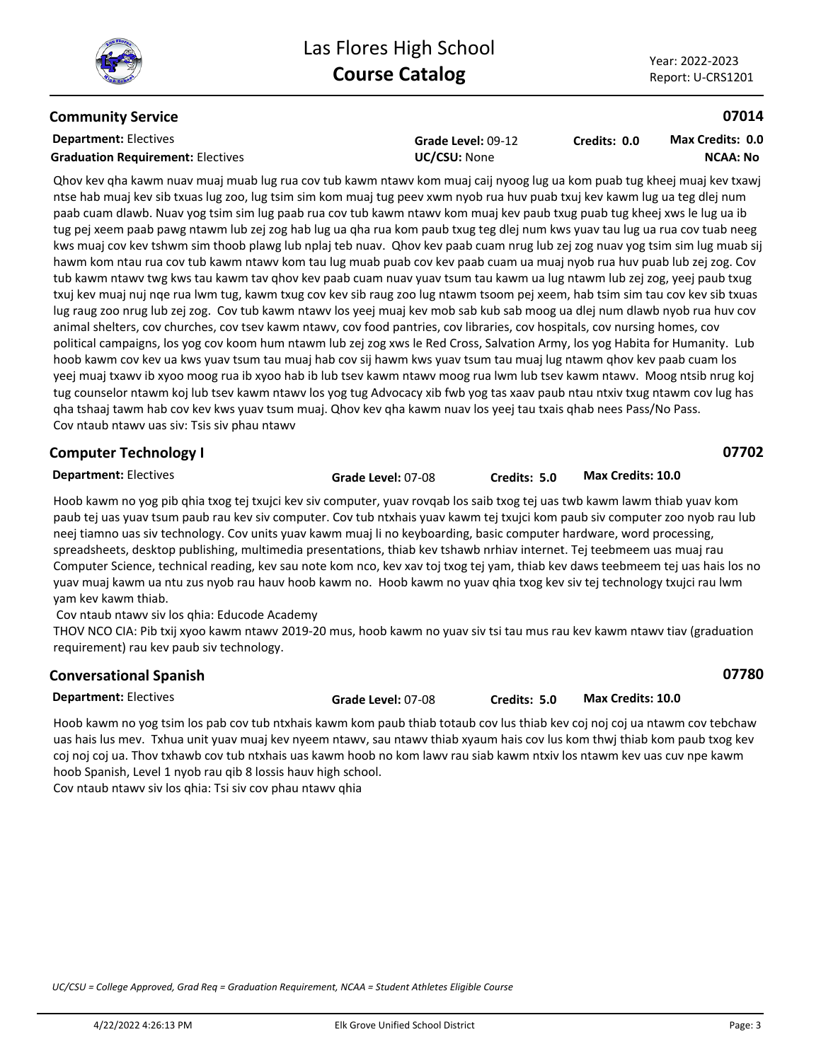## Community Service

**07014**

**Department:** Electives | **Grade Level:** 09-12 | **Credits:** 0.0 | **Max Credits:** 0.0

**Graduation Requirement:** Electives | **UC/CSU:** None | **NCAA:** No

Qhov kev qha kawm nuav muaj muab lug rua cov tub kawm ntawv kom muaj caij nyoog lug ua kom puab tug kheej muaj kev txawj ntse hab muaj kev sib txuas lug zoo, lug tsim sim kom muaj tug peev xwm nyob rua huv puab txuj kev kawm lug ua teg dlej num paab cuam dlawb. Nuav yog tsim sim lug paab rua cov tub kawm ntawv kom muaj kev paub txug puab tug kheej xws le lug ua ib tug pej xeem paab pawg ntawm lub zej zog hab lug ua qha rua kom paub txug teg dlej num kws yuav tau lug ua rua cov tuab neeg kws muaj cov kev tshwm sim thoob plawg lub nplaj teb nuav. Qhov kev paab cuam nrug lub zej zog nuav yog tsim sim lug muab sij hawm kom ntau rua cov tub kawm ntawv kom tau lug muab puab cov kev paab cuam ua muaj nyob rua huv puab lub zej zog. Cov tub kawm ntawv twg kws tau kawm tav qhov kev paab cuam nuav yuav tsum tau kawm ua lug ntawm lub zej zog, yeej paub txug txuj kev muaj nuj nqe rua lwm tug, kawm txug cov kev sib raug zoo lug ntawm tsoom pej xeem, hab tsim sim tau cov kev sib txuas lug raug zoo nrug lub zej zog. Cov tub kawm ntawv los yeej muaj kev mob sab kub sab moog ua dlej num dlawb nyob rua huv cov animal shelters, cov churches, cov tsev kawm ntawv, cov food pantries, cov libraries, cov hospitals, cov nursing homes, cov political campaigns, los yog cov koom hum ntawm lub zej zog xws le Red Cross, Salvation Army, los yog Habita for Humanity. Lub hoob kawm cov kev ua kws yuav tsum tau muaj hab cov sij hawm kws yuav tsum tau muaj lug ntawm qhov kev paab cuam los yeej muaj txawv ib xyoo moog rua ib xyoo hab ib lub tsev kawm ntawv moog rua lwm lub tsev kawm ntawv. Moog ntsib nrug koj tug counselor ntawm koj lub tsev kawm ntawv los yog tug Advocacy xib fwb yog tas xaav paub ntau ntxiv txug ntawm cov lug has qha tshaaj tawm hab cov kev kws yuav tsum muaj. Qhov kev qha kawm nuav los yeej tau txais qhab nees Pass/No Pass.
Cov ntaub ntawv uas siv: Tsis siv phau ntawv

## Computer Technology I

**07702**

**Department:** Electives | **Grade Level:** 07-08 | **Credits:** 5.0 | **Max Credits:** 10.0

Hoob kawm no yog pib qhia txog tej txujci kev siv computer, yuav rovqab los saib txog tej uas twb kawm lawm thiab yuav kom paub tej uas yuav tsum paub rau kev siv computer. Cov tub ntxhais yuav kawm tej txujci kom paub siv computer zoo nyob rau lub neej tiamno uas siv technology. Cov units yuav kawm muaj li no keyboarding, basic computer hardware, word processing, spreadsheets, desktop publishing, multimedia presentations, thiab kev tshawb nrhiav internet. Tej teebmeem uas muaj rau Computer Science, technical reading, kev sau note kom nco, kev xav toj txog tej yam, thiab kev daws teebmeem tej uas hais los no yuav muaj kawm ua ntu zus nyob rau hauv hoob kawm no. Hoob kawm no yuav qhia txog kev siv tej technology txujci rau lwm yam kev kawm thiab.
Cov ntaub ntawv siv los qhia: Educode Academy
THOV NCO CIA: Pib txij xyoo kawm ntawv 2019-20 mus, hoob kawm no yuav siv tsi tau mus rau kev kawm ntawv tiav (graduation requirement) rau kev paub siv technology.

## Conversational Spanish

**07780**

**Department:** Electives | **Grade Level:** 07-08 | **Credits:** 5.0 | **Max Credits:** 10.0

Hoob kawm no yog tsim los pab cov tub ntxhais kawm kom paub thiab totaub cov lus thiab kev coj noj coj ua ntawm cov tebchaw uas hais lus mev. Txhua unit yuav muaj kev nyeem ntawv, sau ntawv thiab xyaum hais cov lus kom thwj thiab kom paub txog kev coj noj coj ua. Thov txhawb cov tub ntxhais uas kawm hoob no kom lawv rau siab kawm ntxiv los ntawm kev uas cuv npe kawm hoob Spanish, Level 1 nyob rau qib 8 lossis hauv high school.
Cov ntaub ntawv siv los qhia: Tsi siv cov phau ntawv qhia

*UC/CSU = College Approved, Grad Req = Graduation Requirement, NCAA = Student Athletes Eligible Course*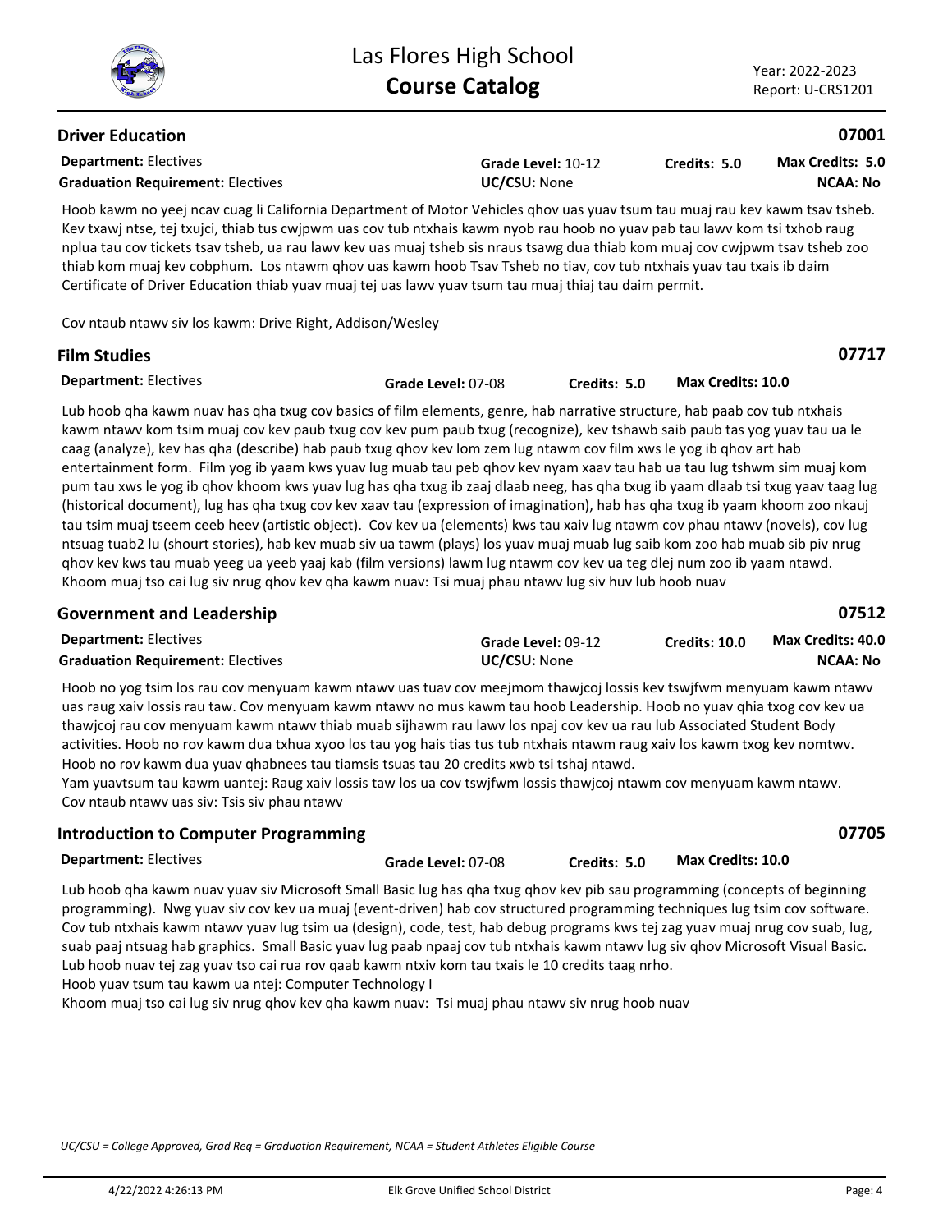## Driver Education

**07001**

**Department:** Electives | **Grade Level:** 10-12 | **Credits:** 5.0 | **Max Credits:** 5.0
**Graduation Requirement:** Electives | **UC/CSU:** None | **NCAA:** No

Hoob kawm no yeej ncav cuag li California Department of Motor Vehicles qhov uas yuav tsum tau muaj rau kev kawm tsav tsheb. Kev txawj ntse, tej txujci, thiab tus cwjpwm uas cov tub ntxhais kawm nyob rau hoob no yuav pab tau lawv kom tsi txhob raug nplua tau cov tickets tsav tsheb, ua rau lawv kev uas muaj tsheb sis nraus tsawg dua thiab kom muaj cov cwjpwm tsav tsheb zoo thiab kom muaj kev cobphum. Los ntawm qhov uas kawm hoob Tsav Tsheb no tiav, cov tub ntxhais yuav tau txais ib daim Certificate of Driver Education thiab yuav muaj tej uas lawv yuav tsum tau muaj thiaj tau daim permit.

Cov ntaub ntawv siv los kawm: Drive Right, Addison/Wesley

## Film Studies

**07717**

**Department:** Electives | **Grade Level:** 07-08 | **Credits:** 5.0 | **Max Credits:** 10.0

Lub hoob qha kawm nuav has qha txug cov basics of film elements, genre, hab narrative structure, hab paab cov tub ntxhais kawm ntawv kom tsim muaj cov kev paub txug cov kev pum paub txug (recognize), kev tshawb saib paub tas yog yuav tau ua le caag (analyze), kev has qha (describe) hab paub txug qhov kev lom zem lug ntawm cov film xws le yog ib qhov art hab entertainment form. Film yog ib yaam kws yuav lug muab tau peb qhov kev nyam xaav tau hab ua tau lug tshwm sim muaj kom pum tau xws le yog ib qhov khoom kws yuav lug has qha txug ib zaaj dlaab neeg, has qha txug ib yaam dlaab tsi txug yaav taag lug (historical document), lug has qha txug cov kev xaav tau (expression of imagination), hab has qha txug ib yaam khoom zoo nkauj tau tsim muaj tseem ceeb heev (artistic object). Cov kev ua (elements) kws tau xaiv lug ntawm cov phau ntawv (novels), cov lug ntsuag tuab2 lu (shourt stories), hab kev muab siv ua tawm (plays) los yuav muaj muab lug saib kom zoo hab muab sib piv nrug qhov kev kws tau muab yeeg ua yeeb yaaj kab (film versions) lawm lug ntawm cov kev ua teg dlej num zoo ib yaam ntawd.
Khoom muaj tso cai lug siv nrug qhov kev qha kawm nuav: Tsi muaj phau ntawv lug siv huv lub hoob nuav

## Government and Leadership

**07512**

**Department:** Electives | **Grade Level:** 09-12 | **Credits:** 10.0 | **Max Credits:** 40.0
**Graduation Requirement:** Electives | **UC/CSU:** None | **NCAA:** No

Hoob no yog tsim los rau cov menyuam kawm ntawv uas tuav cov meejmom thawjcoj lossis kev tswjfwm menyuam kawm ntawv uas raug xaiv lossis rau taw. Cov menyuam kawm ntawv no mus kawm tau hoob Leadership. Hoob no yuav qhia txog cov kev ua thawjcoj rau cov menyuam kawm ntawv thiab muab sijhawm rau lawv los npaj cov kev ua rau lub Associated Student Body activities. Hoob no rov kawm dua txhua xyoo los tau yog hais tias tus tub ntxhais ntawm raug xaiv los kawm txog kev nomtwv. Hoob no rov kawm dua yuav qhabnees tau tiamsis tsuas tau 20 credits xwb tsi tshaj ntawd.
Yam yuavtsum tau kawm uantej: Raug xaiv lossis taw los ua cov tswjfwm lossis thawjcoj ntawm cov menyuam kawm ntawv.
Cov ntaub ntawv uas siv: Tsis siv phau ntawv

## Introduction to Computer Programming

**07705**

**Department:** Electives | **Grade Level:** 07-08 | **Credits:** 5.0 | **Max Credits:** 10.0

Lub hoob qha kawm nuav yuav siv Microsoft Small Basic lug has qha txug qhov kev pib sau programming (concepts of beginning programming). Nwg yuav siv cov kev ua muaj (event-driven) hab cov structured programming techniques lug tsim cov software. Cov tub ntxhais kawm ntawv yuav lug tsim ua (design), code, test, hab debug programs kws tej zag yuav muaj nrug cov suab, lug, suab paaj ntsuag hab graphics. Small Basic yuav lug paab npaaj cov tub ntxhais kawm ntawv lug siv qhov Microsoft Visual Basic. Lub hoob nuav tej zag yuav tso cai rua rov qaab kawm ntxiv kom tau txais le 10 credits taag nrho.
Hoob yuav tsum tau kawm ua ntej: Computer Technology I
Khoom muaj tso cai lug siv nrug qhov kev qha kawm nuav: Tsi muaj phau ntawv siv nrug hoob nuav

*UC/CSU = College Approved, Grad Req = Graduation Requirement, NCAA = Student Athletes Eligible Course*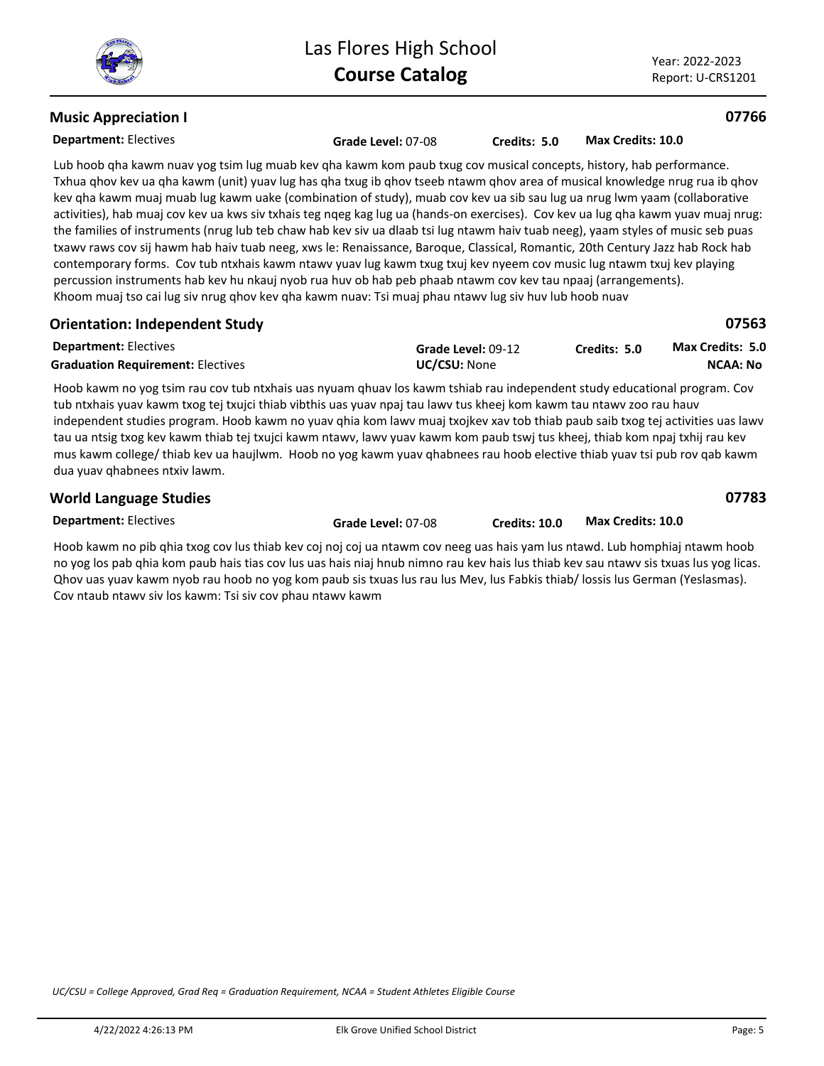## Music Appreciation I

**07766**

**Department:** Electives **Grade Level:** 07-08 **Credits: 5.0** **Max Credits: 10.0**

Lub hoob qha kawm nuav yog tsim lug muab kev qha kawm kom paub txug cov musical concepts, history, hab performance. Txhua qhov kev ua qha kawm (unit) yuav lug has qha txug ib qhov tseeb ntawm qhov area of musical knowledge nrug rua ib qhov kev qha kawm muaj muab lug kawm uake (combination of study), muab cov kev ua sib sau lug ua nrug lwm yaam (collaborative activities), hab muaj cov kev ua kws siv txhais teg nqeg kag lug ua (hands-on exercises). Cov kev ua lug qha kawm yuav muaj nrug: the families of instruments (nrug lub teb chaw hab kev siv ua dlaab tsi lug ntawm haiv tuab neeg), yaam styles of music seb puas txawv raws cov sij hawm hab haiv tuab neeg, xws le: Renaissance, Baroque, Classical, Romantic, 20th Century Jazz hab Rock hab contemporary forms. Cov tub ntxhais kawm ntawv yuav lug kawm txug txuj kev nyeem cov music lug ntawm txuj kev playing percussion instruments hab kev hu nkauj nyob rua huv ob hab peb phaab ntawm cov kev tau npaaj (arrangements).
Khoom muaj tso cai lug siv nrug qhov kev qha kawm nuav: Tsi muaj phau ntawv lug siv huv lub hoob nuav

## Orientation: Independent Study

**07563**

**Department:** Electives **Grade Level:** 09-12 **Credits: 5.0** **Max Credits: 5.0**
**Graduation Requirement:** Electives **UC/CSU:** None **NCAA: No**

Hoob kawm no yog tsim rau cov tub ntxhais uas nyuam qhuav los kawm tshiab rau independent study educational program. Cov tub ntxhais yuav kawm txog tej txujci thiab vibthis uas yuav npaj tau lawv tus kheej kom kawm tau ntawv zoo rau hauv independent studies program. Hoob kawm no yuav qhia kom lawv muaj txojkev xav tob thiab paub saib txog tej activities uas lawv tau ua ntsig txog kev kawm thiab tej txujci kawm ntawv, lawv yuav kawm kom paub tswj tus kheej, thiab kom npaj txhij rau kev mus kawm college/ thiab kev ua haujlwm. Hoob no yog kawm yuav qhabnees rau hoob elective thiab yuav tsi pub rov qab kawm dua yuav qhabnees ntxiv lawm.

## World Language Studies

**07783**

**Department:** Electives **Grade Level:** 07-08 **Credits: 10.0** **Max Credits: 10.0**

Hoob kawm no pib qhia txog cov lus thiab kev coj noj coj ua ntawm cov neeg uas hais yam lus ntawd. Lub homphiaj ntawm hoob no yog los pab qhia kom paub hais tias cov lus uas hais niaj hnub nimno rau kev hais lus thiab kev sau ntawv sis txuas lus yog licas. Qhov uas yuav kawm nyob rau hoob no yog kom paub sis txuas lus rau lus Mev, lus Fabkis thiab/ lossis lus German (Yeslasmas).
Cov ntaub ntawv siv los kawm: Tsi siv cov phau ntawv kawm

*UC/CSU = College Approved, Grad Req = Graduation Requirement, NCAA = Student Athletes Eligible Course*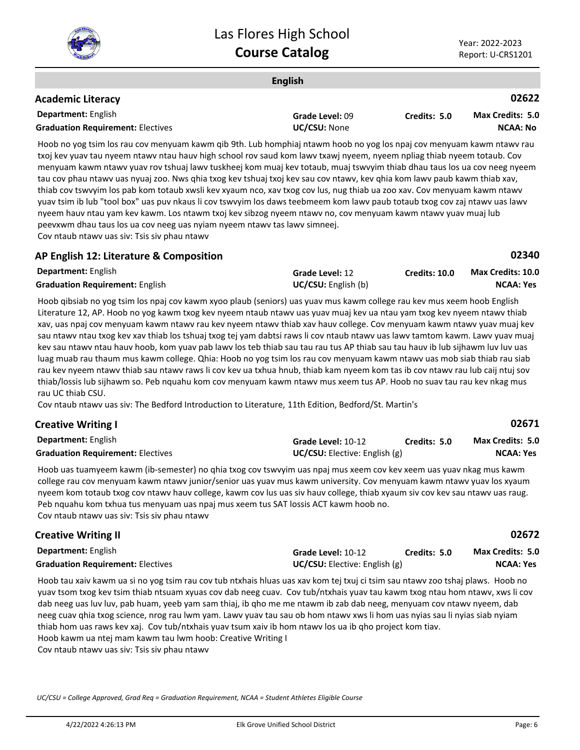## English

### Academic Literacy

**02622**

**Department:** English
**Graduation Requirement:** Electives
**Grade Level:** 09
**UC/CSU:** None
**Credits:** 5.0
**Max Credits:** 5.0
**NCAA:** No

Hoob no yog tsim los rau cov menyuam kawm qib 9th. Lub homphiaj ntawm hoob no yog los npaj cov menyuam kawm ntawv rau txoj kev yuav tau nyeem ntawv ntau hauv high school rov saud kom lawv txawj nyeem, nyeem npliag thiab nyeem totaub. Cov menyuam kawm ntawv yuav rov tshuaj lawv tuskheej kom muaj kev totaub, muaj tswvyim thiab dhau taus los ua cov neeg nyeem tau cov phau ntawv uas nyuaj zoo. Nws qhia txog kev tshuaj txoj kev sau cov ntawv, kev qhia kom lawv paub kawm thiab xav, thiab cov tswvyim los pab kom totaub xwsli kev xyaum nco, xav txog cov lus, nug thiab ua zoo xav. Cov menyuam kawm ntawv yuav tsim ib lub "tool box" uas puv nkaus li cov tswvyim los daws teebmeem kom lawv paub totaub txog cov zaj ntawv uas lawv nyeem hauv ntau yam kev kawm. Los ntawm txoj kev sibzog nyeem ntawv no, cov menyuam kawm ntawv yuav muaj lub peevxwm dhau taus los ua cov neeg uas nyiam nyeem ntawv tas lawv simneej.
Cov ntaub ntawv uas siv: Tsis siv phau ntawv

### AP English 12: Literature & Composition

**02340**

**Department:** English
**Graduation Requirement:** English
**Grade Level:** 12
**UC/CSU:** English (b)
**Credits:** 10.0
**Max Credits:** 10.0
**NCAA:** Yes

Hoob qibsiab no yog tsim los npaj cov kawm xyoo plaub (seniors) uas yuav mus kawm college rau kev mus xeem hoob English Literature 12, AP. Hoob no yog kawm txog kev nyeem ntaub ntawv uas yuav muaj kev ua ntau yam txog kev nyeem ntawv thiab xav, uas npaj cov menyuam kawm ntawv rau kev nyeem ntawv thiab xav hauv college. Cov menyuam kawm ntawv yuav muaj kev sau ntawv ntau txog kev xav thiab los tshuaj txog tej yam dabtsi raws li cov ntaub ntawv uas lawv tamtom kawm. Lawv yuav muaj kev sau ntawv ntau hauv hoob, kom yuav pab lawv los teb thiab sau tau rau tus AP thiab sau tau hauv ib lub sijhawm luv luv uas luag muab rau thaum mus kawm college. Qhia: Hoob no yog tsim los rau cov menyuam kawm ntawv uas mob siab thiab rau siab rau kev nyeem ntawv thiab sau ntawv raws li cov kev ua txhua hnub, thiab kam nyeem kom tas ib cov ntawv rau lub caij ntuj sov thiab/lossis lub sijhawm so. Peb nquahu kom cov menyuam kawm ntawv mus xeem tus AP. Hoob no suav tau rau kev nkag mus rau UC thiab CSU.
Cov ntaub ntawv uas siv: The Bedford Introduction to Literature, 11th Edition, Bedford/St. Martin's

### Creative Writing I

**02671**

**Department:** English
**Graduation Requirement:** Electives
**Grade Level:** 10-12
**UC/CSU:** Elective: English (g)
**Credits:** 5.0
**Max Credits:** 5.0
**NCAA:** Yes

Hoob uas tuamyeem kawm (ib-semester) no qhia txog cov tswvyim uas npaj mus xeem cov kev xeem uas yuav nkag mus kawm college rau cov menyuam kawm ntawv junior/senior uas yuav mus kawm university. Cov menyuam kawm ntawv yuav los xyaum nyeem kom totaub txog cov ntawv hauv college, kawm cov lus uas siv hauv college, thiab xyaum siv cov kev sau ntawv uas raug. Peb nquahu kom txhua tus menyuam uas npaj mus xeem tus SAT lossis ACT kawm hoob no.
Cov ntaub ntawv uas siv: Tsis siv phau ntawv

### Creative Writing II

**02672**

**Department:** English
**Graduation Requirement:** Electives
**Grade Level:** 10-12
**UC/CSU:** Elective: English (g)
**Credits:** 5.0
**Max Credits:** 5.0
**NCAA:** Yes

Hoob tau xaiv kawm ua si no yog tsim rau cov tub ntxhais hluas uas xav kom tej txuj ci tsim sau ntawv zoo tshaj plaws. Hoob no yuav tsom txog kev tsim thiab ntsuam xyuas cov dab neeg cuav. Cov tub/ntxhais yuav tau kawm txog ntau hom ntawv, xws li cov dab neeg uas luv luv, pab huam, yeeb yam sam thiaj, ib qho me me ntawm ib zab dab neeg, menyuam cov ntawv nyeem, dab neeg cuav qhia txog science, nrog rau lwm yam. Lawv yuav tau sau ob hom ntawv xws li hom uas nyias sau li nyias siab nyiam thiab hom uas raws kev xaj. Cov tub/ntxhais yuav tsum xaiv ib hom ntawv los ua ib qho project kom tiav.
Hoob kawm ua ntej mam kawm tau lwm hoob: Creative Writing I
Cov ntaub ntawv uas siv: Tsis siv phau ntawv

*UC/CSU = College Approved, Grad Req = Graduation Requirement, NCAA = Student Athletes Eligible Course*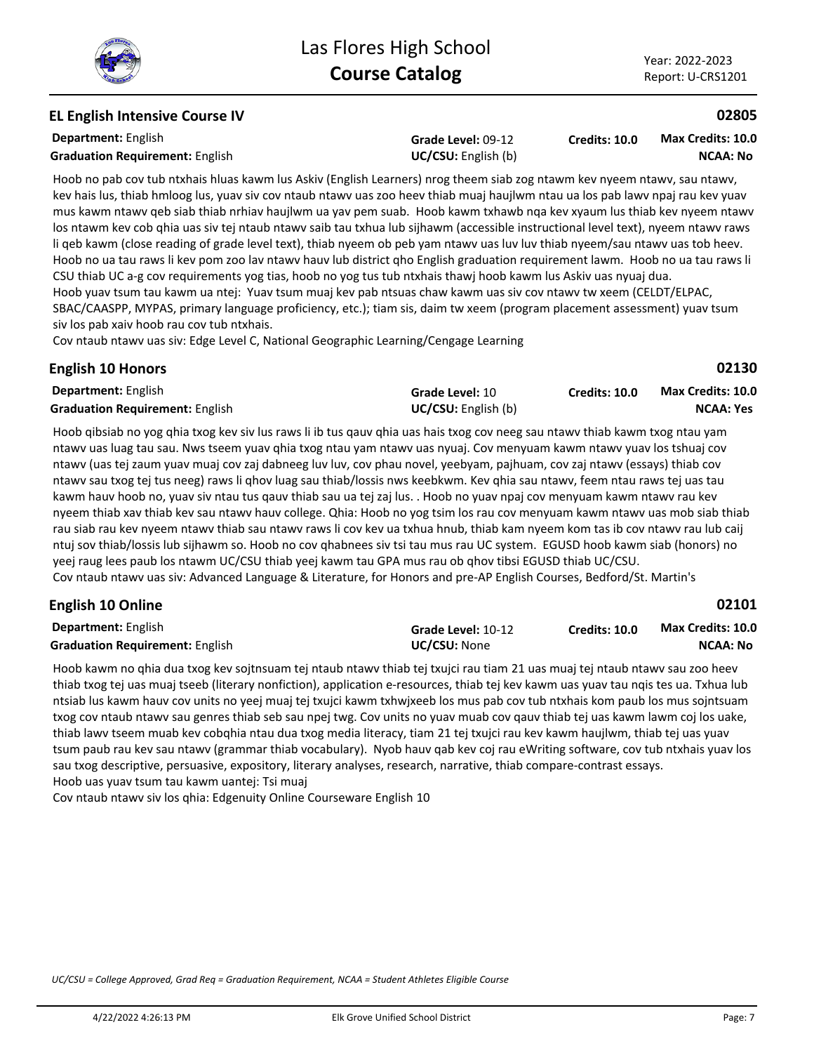## EL English Intensive Course IV — 02805

**Department:** English | **Grade Level:** 09-12 | **Credits: 10.0** | **Max Credits: 10.0**

**Graduation Requirement:** English | **UC/CSU:** English (b) | **NCAA: No**

Hoob no pab cov tub ntxhais hluas kawm lus Askiv (English Learners) nrog theem siab zog ntawm kev nyeem ntawv, sau ntawv, kev hais lus, thiab hmloog lus, yuav siv cov ntaub ntawv uas zoo heev thiab muaj haujlwm ntau ua los pab lawv npaj rau kev yuav mus kawm ntawv qeb siab thiab nrhiav haujlwm ua yav pem suab. Hoob kawm txhawb nqa kev xyaum lus thiab kev nyeem ntawv los ntawm kev cob qhia uas siv tej ntaub ntawv saib tau txhua lub sijhawm (accessible instructional level text), nyeem ntawv raws li qeb kawm (close reading of grade level text), thiab nyeem ob peb yam ntawv uas luv luv thiab nyeem/sau ntawv uas tob heev. Hoob no ua tau raws li kev pom zoo lav ntawv hauv lub district qho English graduation requirement lawm. Hoob no ua tau raws li CSU thiab UC a-g cov requirements yog tias, hoob no yog tus tub ntxhais thawj hoob kawm lus Askiv uas nyuaj dua.

Hoob yuav tsum tau kawm ua ntej: Yuav tsum muaj kev pab ntsuas chaw kawm uas siv cov ntawv tw xeem (CELDT/ELPAC, SBAC/CAASPP, MYPAS, primary language proficiency, etc.); tiam sis, daim tw xeem (program placement assessment) yuav tsum siv los pab xaiv hoob rau cov tub ntxhais.

Cov ntaub ntawv uas siv: Edge Level C, National Geographic Learning/Cengage Learning

## English 10 Honors — 02130

**Department:** English | **Grade Level:** 10 | **Credits: 10.0** | **Max Credits: 10.0**

**Graduation Requirement:** English | **UC/CSU:** English (b) | **NCAA: Yes**

Hoob qibsiab no yog qhia txog kev siv lus raws li ib tus qauv qhia uas hais txog cov neeg sau ntawv thiab kawm txog ntau yam ntawv uas luag tau sau. Nws tseem yuav qhia txog ntau yam ntawv uas nyuaj. Cov menyuam kawm ntawv yuav los tshuaj cov ntawv (uas tej zaum yuav muaj cov zaj dabneeg luv luv, cov phau novel, yeebyam, pajhuam, cov zaj ntawv (essays) thiab cov ntawv sau txog tej tus neeg) raws li qhov luag sau thiab/lossis nws keebkwm. Kev qhia sau ntawv, feem ntau raws tej uas tau kawm hauv hoob no, yuav siv ntau tus qauv thiab sau ua tej zaj lus. . Hoob no yuav npaj cov menyuam kawm ntawv rau kev nyeem thiab xav thiab kev sau ntawv hauv college. Qhia: Hoob no yog tsim los rau cov menyuam kawm ntawv uas mob siab thiab rau siab rau kev nyeem ntawv thiab sau ntawv raws li cov kev ua txhua hnub, thiab kam nyeem kom tas ib cov ntawv rau lub caij ntuj sov thiab/lossis lub sijhawm so. Hoob no cov qhabnees siv tsi tau mus rau UC system. EGUSD hoob kawm siab (honors) no yeej raug lees paub los ntawm UC/CSU thiab yeej kawm tau GPA mus rau ob qhov tibsi EGUSD thiab UC/CSU.

Cov ntaub ntawv uas siv: Advanced Language & Literature, for Honors and pre-AP English Courses, Bedford/St. Martin's

## English 10 Online — 02101

**Department:** English | **Grade Level:** 10-12 | **Credits: 10.0** | **Max Credits: 10.0**

**Graduation Requirement:** English | **UC/CSU:** None | **NCAA: No**

Hoob kawm no qhia dua txog kev sojtnsuam tej ntaub ntawv thiab tej txujci rau tiam 21 uas muaj tej ntaub ntawv sau zoo heev thiab txog tej uas muaj tseeb (literary nonfiction), application e-resources, thiab tej kev kawm uas yuav tau nqis tes ua. Txhua lub ntsiab lus kawm hauv cov units no yeej muaj tej txujci kawm txhwjxeeb los mus pab cov tub ntxhais kom paub los mus sojntsuam txog cov ntaub ntawv sau genres thiab seb sau npej twg. Cov units no yuav muab cov qauv thiab tej uas kawm lawm coj los uake, thiab lawv tseem muab kev cobqhia ntau dua txog media literacy, tiam 21 tej txujci rau kev kawm haujlwm, thiab tej uas yuav tsum paub rau kev sau ntawv (grammar thiab vocabulary). Nyob hauv qab kev coj rau eWriting software, cov tub ntxhais yuav los sau txog descriptive, persuasive, expository, literary analyses, research, narrative, thiab compare-contrast essays.

Hoob uas yuav tsum tau kawm uantej: Tsi muaj

Cov ntaub ntawv siv los qhia: Edgenuity Online Courseware English 10

*UC/CSU = College Approved, Grad Req = Graduation Requirement, NCAA = Student Athletes Eligible Course*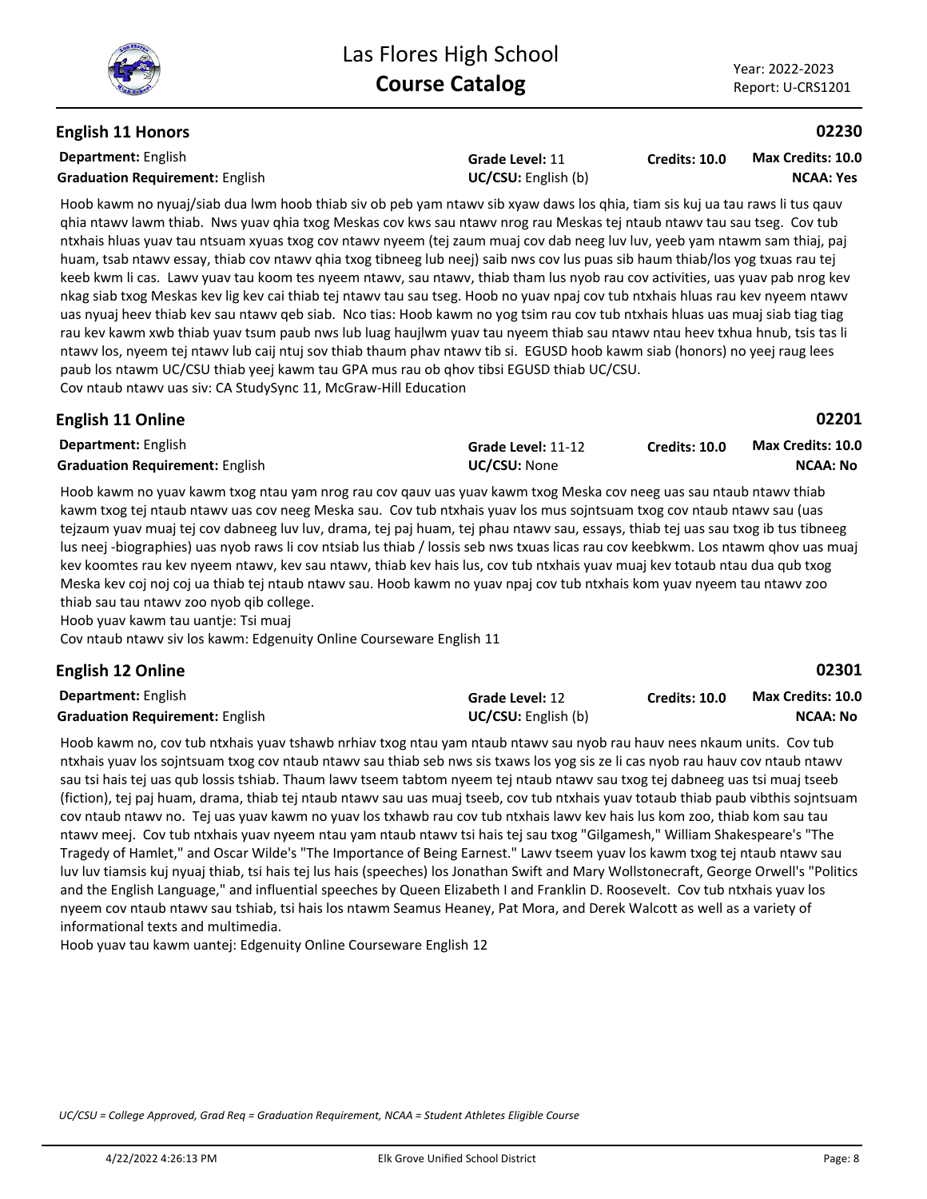## English 11 Honors

**02230**

**Department:** English
**Graduation Requirement:** English
**Grade Level:** 11
**UC/CSU:** English (b)
**Credits: 10.0**
**Max Credits: 10.0**
**NCAA: Yes**

Hoob kawm no nyuaj/siab dua lwm hoob thiab siv ob peb yam ntawv sib xyaw daws los qhia, tiam sis kuj ua tau raws li tus qauv qhia ntawv lawm thiab. Nws yuav qhia txog Meskas cov kws sau ntawv nrog rau Meskas tej ntaub ntawv tau sau tseg. Cov tub ntxhais hluas yuav tau ntsuam xyuas txog cov ntawv nyeem (tej zaum muaj cov dab neeg luv luv, yeeb yam ntawm sam thiaj, paj huam, tsab ntawv essay, thiab cov ntawv qhia txog tibneeg lub neej) saib nws cov lus puas sib haum thiab/los yog txuas rau tej keeb kwm li cas. Lawv yuav tau koom tes nyeem ntawv, sau ntawv, thiab tham lus nyob rau cov activities, uas yuav pab nrog kev nkag siab txog Meskas kev lig kev cai thiab tej ntawv tau sau tseg. Hoob no yuav npaj cov tub ntxhais hluas rau kev nyeem ntawv uas nyuaj heev thiab kev sau ntawv qeb siab. Nco tias: Hoob kawm no yog tsim rau cov tub ntxhais hluas uas muaj siab tiag tiag rau kev kawm xwb thiab yuav tsum paub nws lub luag haujlwm yuav tau nyeem thiab sau ntawv ntau heev txhua hnub, tsis tas li ntawv los, nyeem tej ntawv lub caij ntuj sov thiab thaum phav ntawv tib si. EGUSD hoob kawm siab (honors) no yeej raug lees paub los ntawm UC/CSU thiab yeej kawm tau GPA mus rau ob qhov tibsi EGUSD thiab UC/CSU.
Cov ntaub ntawv uas siv: CA StudySync 11, McGraw-Hill Education

## English 11 Online

**02201**

**Department:** English
**Graduation Requirement:** English
**Grade Level:** 11-12
**UC/CSU:** None
**Credits: 10.0**
**Max Credits: 10.0**
**NCAA: No**

Hoob kawm no yuav kawm txog ntau yam nrog rau cov qauv uas yuav kawm txog Meska cov neeg uas sau ntaub ntawv thiab kawm txog tej ntaub ntawv uas cov neeg Meska sau. Cov tub ntxhais yuav los mus sojntsuam txog cov ntaub ntawv sau (uas tejzaum yuav muaj tej cov dabneeg luv luv, drama, tej paj huam, tej phau ntawv sau, essays, thiab tej uas sau txog ib tus tibneeg lus neej -biographies) uas nyob raws li cov ntsiab lus thiab / lossis seb nws txuas licas rau cov keebkwm. Los ntawm qhov uas muaj kev koomtes rau kev nyeem ntawv, kev sau ntawv, thiab kev hais lus, cov tub ntxhais yuav muaj kev totaub ntau dua qub txog Meska kev coj noj coj ua thiab tej ntaub ntawv sau. Hoob kawm no yuav npaj cov tub ntxhais kom yuav nyeem tau ntawv zoo thiab sau tau ntawv zoo nyob qib college.
Hoob yuav kawm tau uantje: Tsi muaj
Cov ntaub ntawv siv los kawm: Edgenuity Online Courseware English 11

## English 12 Online

**02301**

**Department:** English
**Graduation Requirement:** English
**Grade Level:** 12
**UC/CSU:** English (b)
**Credits: 10.0**
**Max Credits: 10.0**
**NCAA: No**

Hoob kawm no, cov tub ntxhais yuav tshawb nrhiav txog ntau yam ntaub ntawv sau nyob rau hauv nees nkaum units. Cov tub ntxhais yuav los sojntsuam txog cov ntaub ntawv sau thiab seb nws sis txaws los yog sis ze li cas nyob rau hauv cov ntaub ntawv sau tsi hais tej uas qub lossis tshiab. Thaum lawv tseem tabtom nyeem tej ntaub ntawv sau txog tej dabneeg uas tsi muaj tseeb (fiction), tej paj huam, drama, thiab tej ntaub ntawv sau uas muaj tseeb, cov tub ntxhais yuav totaub thiab paub vibthis sojntsuam cov ntaub ntawv no. Tej uas yuav kawm no yuav los txhawb rau cov tub ntxhais lawv kev hais lus kom zoo, thiab kom sau tau ntawv meej. Cov tub ntxhais yuav nyeem ntau yam ntaub ntawv tsi hais tej sau txog "Gilgamesh," William Shakespeare's "The Tragedy of Hamlet," and Oscar Wilde's "The Importance of Being Earnest." Lawv tseem yuav los kawm txog tej ntaub ntawv sau luv luv tiamsis kuj nyuaj thiab, tsi hais tej lus hais (speeches) los Jonathan Swift and Mary Wollstonecraft, George Orwell's "Politics and the English Language," and influential speeches by Queen Elizabeth I and Franklin D. Roosevelt. Cov tub ntxhais yuav los nyeem cov ntaub ntawv sau tshiab, tsi hais los ntawm Seamus Heaney, Pat Mora, and Derek Walcott as well as a variety of informational texts and multimedia.
Hoob yuav tau kawm uantej: Edgenuity Online Courseware English 12

*UC/CSU = College Approved, Grad Req = Graduation Requirement, NCAA = Student Athletes Eligible Course*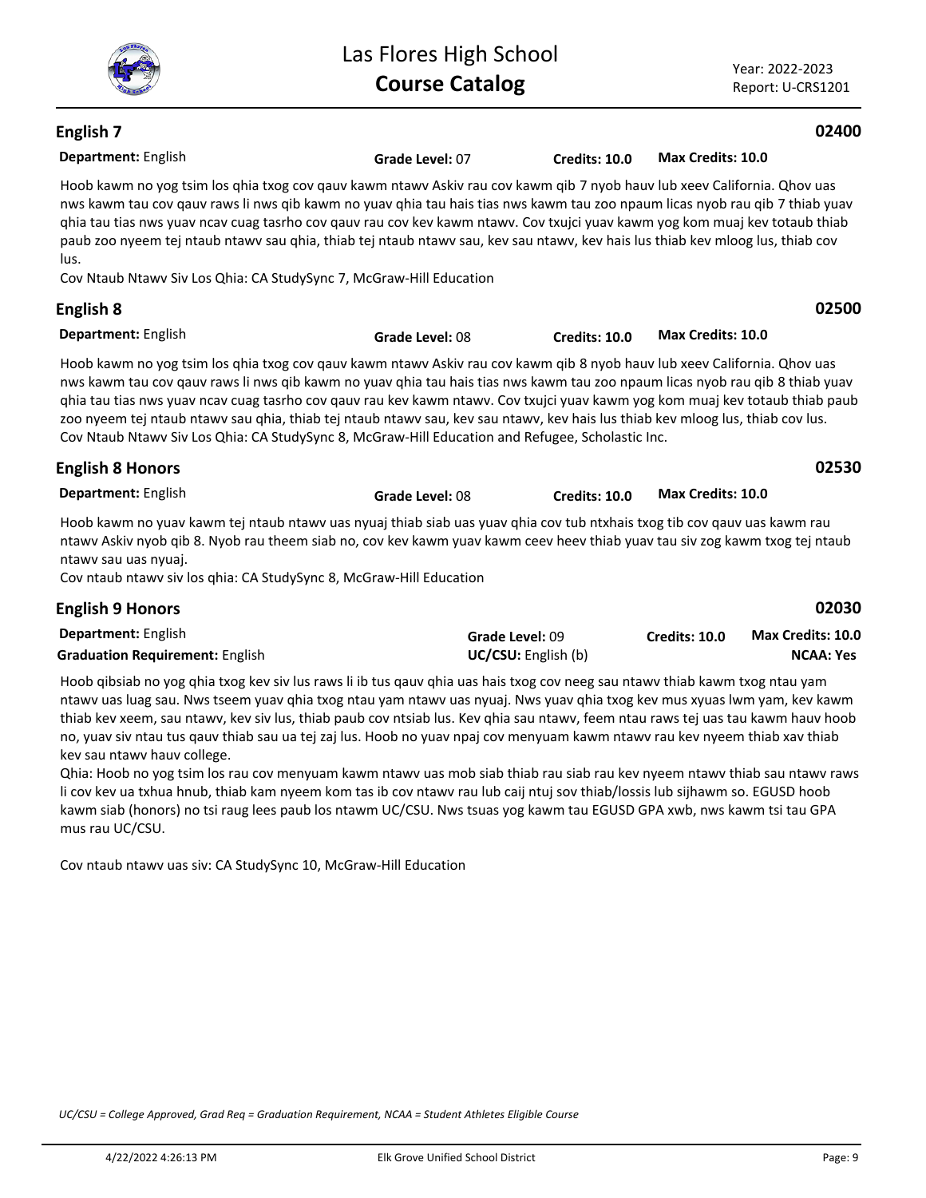## English 7 — 02400

**Department:** English **Grade Level:** 07 **Credits: 10.0** **Max Credits: 10.0**

Hoob kawm no yog tsim los qhia txog cov qauv kawm ntawv Askiv rau cov kawm qib 7 nyob hauv lub xeev California. Qhov uas nws kawm tau cov qauv raws li nws qib kawm no yuav qhia tau hais tias nws kawm tau zoo npaum licas nyob rau qib 7 thiab yuav qhia tau tias nws yuav ncav cuag tasrho cov qauv rau cov kev kawm ntawv. Cov txujci yuav kawm yog kom muaj kev totaub thiab paub zoo nyeem tej ntaub ntawv sau qhia, thiab tej ntaub ntawv sau, kev sau ntawv, kev hais lus thiab kev mloog lus, thiab cov lus.

Cov Ntaub Ntawv Siv Los Qhia: CA StudySync 7, McGraw-Hill Education

## English 8 — 02500

**Department:** English **Grade Level:** 08 **Credits: 10.0** **Max Credits: 10.0**

Hoob kawm no yog tsim los qhia txog cov qauv kawm ntawv Askiv rau cov kawm qib 8 nyob hauv lub xeev California. Qhov uas nws kawm tau cov qauv raws li nws qib kawm no yuav qhia tau hais tias nws kawm tau zoo npaum licas nyob rau qib 8 thiab yuav qhia tau tias nws yuav ncav cuag tasrho cov qauv rau kev kawm ntawv. Cov txujci yuav kawm yog kom muaj kev totaub thiab paub zoo nyeem tej ntaub ntawv sau qhia, thiab tej ntaub ntawv sau, kev sau ntawv, kev hais lus thiab kev mloog lus, thiab cov lus.

Cov Ntaub Ntawv Siv Los Qhia: CA StudySync 8, McGraw-Hill Education and Refugee, Scholastic Inc.

## English 8 Honors — 02530

**Department:** English **Grade Level:** 08 **Credits: 10.0** **Max Credits: 10.0**

Hoob kawm no yuav kawm tej ntaub ntawv uas nyuaj thiab siab uas yuav qhia cov tub ntxhais txog tib cov qauv uas kawm rau ntawv Askiv nyob qib 8. Nyob rau theem siab no, cov kev kawm yuav kawm ceev heev thiab yuav tau siv zog kawm txog tej ntaub ntawv sau uas nyuaj.

Cov ntaub ntawv siv los qhia: CA StudySync 8, McGraw-Hill Education

## English 9 Honors — 02030

**Department:** English **Grade Level:** 09 **Credits: 10.0** **Max Credits: 10.0**

**Graduation Requirement:** English **UC/CSU:** English (b) **NCAA: Yes**

Hoob qibsiab no yog qhia txog kev siv lus raws li ib tus qauv qhia uas hais txog cov neeg sau ntawv thiab kawm txog ntau yam ntawv uas luag sau. Nws tseem yuav qhia txog ntau yam ntawv uas nyuaj. Nws yuav qhia txog kev mus xyuas lwm yam, kev kawm thiab kev xeem, sau ntawv, kev siv lus, thiab paub cov ntsiab lus. Kev qhia sau ntawv, feem ntau raws tej uas tau kawm hauv hoob no, yuav siv ntau tus qauv thiab sau ua tej zaj lus. Hoob no yuav npaj cov menyuam kawm ntawv rau kev nyeem thiab xav thiab kev sau ntawv hauv college.

Qhia: Hoob no yog tsim los rau cov menyuam kawm ntawv uas mob siab thiab rau siab rau kev nyeem ntawv thiab sau ntawv raws li cov kev ua txhua hnub, thiab kam nyeem kom tas ib cov ntawv rau lub caij ntuj sov thiab/lossis lub sijhawm so. EGUSD hoob kawm siab (honors) no tsi raug lees paub los ntawm UC/CSU. Nws tsuas yog kawm tau EGUSD GPA xwb, nws kawm tsi tau GPA mus rau UC/CSU.

Cov ntaub ntawv uas siv: CA StudySync 10, McGraw-Hill Education

*UC/CSU = College Approved, Grad Req = Graduation Requirement, NCAA = Student Athletes Eligible Course*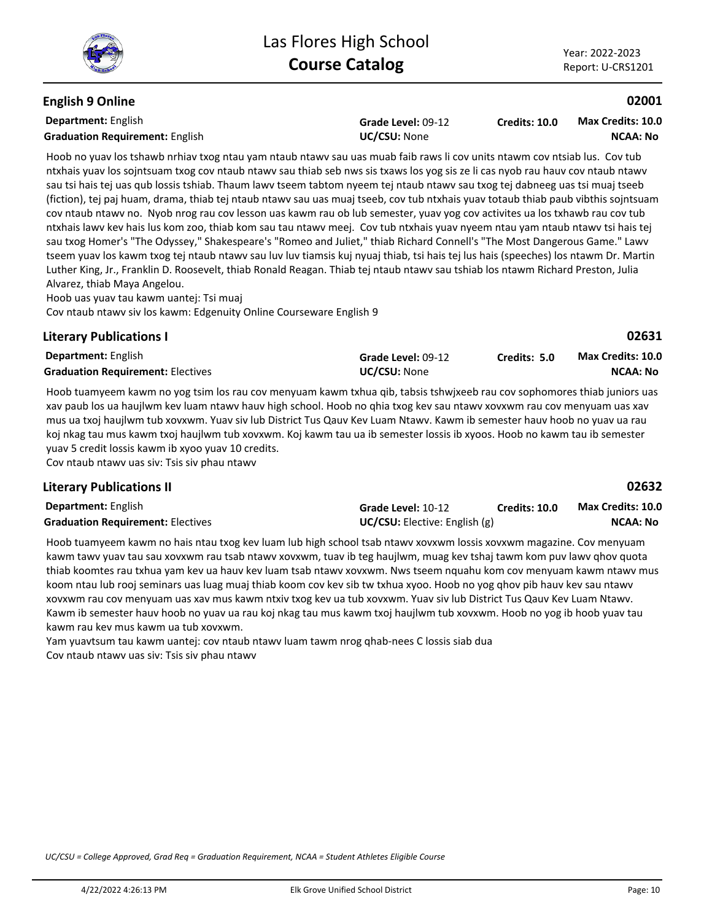## English 9 Online — 02001

**Department:** English
**Graduation Requirement:** English
**Grade Level:** 09-12
**UC/CSU:** None
**Credits: 10.0**
**Max Credits: 10.0**
**NCAA: No**

Hoob no yuav los tshawb nrhiav txog ntau yam ntaub ntawv sau uas muab faib raws li cov units ntawm cov ntsiab lus. Cov tub ntxhais yuav los sojntsuam txog cov ntaub ntawv sau thiab seb nws sis txaws los yog sis ze li cas nyob rau hauv cov ntaub ntawv sau tsi hais tej uas qub lossis tshiab. Thaum lawv tseem tabtom nyeem tej ntaub ntawv sau txog tej dabneeg uas tsi muaj tseeb (fiction), tej paj huam, drama, thiab tej ntaub ntawv sau uas muaj tseeb, cov tub ntxhais yuav totaub thiab paub vibthis sojntsuam cov ntaub ntawv no. Nyob nrog rau cov lesson uas kawm rau ob lub semester, yuav yog cov activites ua los txhawb rau cov tub ntxhais lawv kev hais lus kom zoo, thiab kom sau tau ntawv meej. Cov tub ntxhais yuav nyeem ntau yam ntaub ntawv tsi hais tej sau txog Homer's "The Odyssey," Shakespeare's "Romeo and Juliet," thiab Richard Connell's "The Most Dangerous Game." Lawv tseem yuav los kawm txog tej ntaub ntawv sau luv luv tiamsis kuj nyuaj thiab, tsi hais tej lus hais (speeches) los ntawm Dr. Martin Luther King, Jr., Franklin D. Roosevelt, thiab Ronald Reagan. Thiab tej ntaub ntawv sau tshiab los ntawm Richard Preston, Julia Alvarez, thiab Maya Angelou.

Hoob uas yuav tau kawm uantej: Tsi muaj

Cov ntaub ntawv siv los kawm: Edgenuity Online Courseware English 9

## Literary Publications I — 02631

**Department:** English
**Graduation Requirement:** Electives
**Grade Level:** 09-12
**UC/CSU:** None
**Credits: 5.0**
**Max Credits: 10.0**
**NCAA: No**

Hoob tuamyeem kawm no yog tsim los rau cov menyuam kawm txhua qib, tabsis tshwjxeeb rau cov sophomores thiab juniors uas xav paub los ua haujlwm kev luam ntawv hauv high school. Hoob no qhia txog kev sau ntawv xovxwm rau cov menyuam uas xav mus ua txoj haujlwm tub xovxwm. Yuav siv lub District Tus Qauv Kev Luam Ntawv. Kawm ib semester hauv hoob no yuav ua rau koj nkag tau mus kawm txoj haujlwm tub xovxwm. Koj kawm tau ua ib semester lossis ib xyoos. Hoob no kawm tau ib semester yuav 5 credit lossis kawm ib xyoo yuav 10 credits.

Cov ntaub ntawv uas siv: Tsis siv phau ntawv

## Literary Publications II — 02632

**Department:** English
**Graduation Requirement:** Electives
**Grade Level:** 10-12
**UC/CSU:** Elective: English (g)
**Credits: 10.0**
**Max Credits: 10.0**
**NCAA: No**

Hoob tuamyeem kawm no hais ntau txog kev luam lub high school tsab ntawv xovxwm lossis xovxwm magazine. Cov menyuam kawm tawv yuav tau sau xovxwm rau tsab ntawv xovxwm, tuav ib teg haujlwm, muag kev tshaj tawm kom puv lawv qhov quota thiab koomtes rau txhua yam kev ua hauv kev luam tsab ntawv xovxwm. Nws tseem nquahu kom cov menyuam kawm ntawv mus koom ntau lub rooj seminars uas luag muaj thiab koom cov kev sib tw txhua xyoo. Hoob no yog qhov pib hauv kev sau ntawv xovxwm rau cov menyuam uas xav mus kawm ntxiv txog kev ua tub xovxwm. Yuav siv lub District Tus Qauv Kev Luam Ntawv. Kawm ib semester hauv hoob no yuav ua rau koj nkag tau mus kawm txoj haujlwm tub xovxwm. Hoob no yog ib hoob yuav tau kawm rau kev mus kawm ua tub xovxwm.

Yam yuavtsum tau kawm uantej: cov ntaub ntawv luam tawm nrog qhab-nees C lossis siab dua

Cov ntaub ntawv uas siv: Tsis siv phau ntawv

*UC/CSU = College Approved, Grad Req = Graduation Requirement, NCAA = Student Athletes Eligible Course*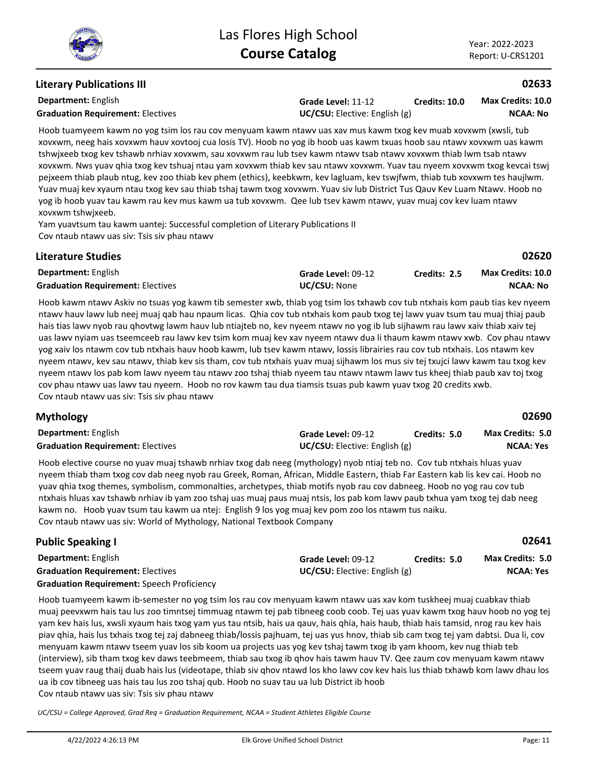## Literary Publications III

**02633**

**Department:** English
**Grade Level:** 11-12
**Credits: 10.0**
**Max Credits: 10.0**
**Graduation Requirement:** Electives
**UC/CSU:** Elective: English (g)
**NCAA: No**

Hoob tuamyeem kawm no yog tsim los rau cov menyuam kawm ntawv uas xav mus kawm txog kev muab xovxwm (xwsli, tub xovxwm, neeg hais xovxwm hauv xovtooj cua losis TV). Hoob no yog ib hoob uas kawm txuas hoob sau ntawv xovxwm uas kawm tshwjxeeb txog kev tshawb nrhiav xovxwm, sau xovxwm rau lub tsev kawm ntawv tsab ntawv xovxwm thiab lwm tsab ntawv xovxwm. Nws yuav qhia txog kev tshuaj ntau yam xovxwm thiab kev sau ntawv xovxwm. Yuav tau nyeem xovxwm txog kevcai tswj pejxeem thiab plaub ntug, kev zoo thiab kev phem (ethics), keebkwm, kev lagluam, kev tswjfwm, thiab tub xovxwm tes haujlwm. Yuav muaj kev xyaum ntau txog kev sau thiab tshaj tawm txog xovxwm. Yuav siv lub District Tus Qauv Kev Luam Ntawv. Hoob no yog ib hoob yuav tau kawm rau kev mus kawm ua tub xovxwm. Qee lub tsev kawm ntawv, yuav muaj cov kev luam ntawv xovxwm tshwjxeeb.

Yam yuavtsum tau kawm uantej: Successful completion of Literary Publications II

Cov ntaub ntawv uas siv: Tsis siv phau ntawv

## Literature Studies

**02620**

**Department:** English
**Grade Level:** 09-12
**Credits: 2.5**
**Max Credits: 10.0**
**Graduation Requirement:** Electives
**UC/CSU:** None
**NCAA: No**

Hoob kawm ntawv Askiv no tsuas yog kawm tib semester xwb, thiab yog tsim los txhawb cov tub ntxhais kom paub tias kev nyeem ntawv hauv lawv lub neej muaj qab hau npaum licas. Qhia cov tub ntxhais kom paub txog tej lawv yuav tsum tau muaj thiaj paub hais tias lawv nyob rau qhovtwg lawm hauv lub ntiajteb no, kev nyeem ntawv no yog ib lub sijhawm rau lawv xaiv thiab xaiv tej uas lawv nyiam uas tseemceeb rau lawv kev tsim kom muaj kev xav nyeem ntawv dua li thaum kawm ntawv xwb. Cov phau ntawv yog xaiv los ntawm cov tub ntxhais hauv hoob kawm, lub tsev kawm ntawv, lossis librairies rau cov tub ntxhais. Los ntawm kev nyeem ntawv, kev sau ntawv, thiab kev sis tham, cov tub ntxhais yuav muaj sijhawm los mus siv tej txujci lawv kawm tau txog kev nyeem ntawv los pab kom lawv nyeem tau ntawv zoo tshaj thiab nyeem tau ntawv ntawm lawv tus kheej thiab paub xav toj txog cov phau ntawv uas lawv tau nyeem. Hoob no rov kawm tau dua tiamsis tsuas pub kawm yuav txog 20 credits xwb.

Cov ntaub ntawv uas siv: Tsis siv phau ntawv

## Mythology

**02690**

**Department:** English
**Grade Level:** 09-12
**Credits: 5.0**
**Max Credits: 5.0**
**Graduation Requirement:** Electives
**UC/CSU:** Elective: English (g)
**NCAA: Yes**

Hoob elective course no yuav muaj tshawb nrhiav txog dab neeg (mythology) nyob ntiaj teb no. Cov tub ntxhais hluas yuav nyeem thiab tham txog cov dab neeg nyob rau Greek, Roman, African, Middle Eastern, thiab Far Eastern kab lis kev cai. Hoob no yuav qhia txog themes, symbolism, commonalties, archetypes, thiab motifs nyob rau cov dabneeg. Hoob no yog rau cov tub ntxhais hluas xav tshawb nrhiav ib yam zoo tshaj uas muaj paus muaj ntsis, los pab kom lawv paub txhua yam txog tej dab neeg kawm no. Hoob yuav tsum tau kawm ua ntej: English 9 los yog muaj kev pom zoo los ntawm tus naiku.

Cov ntaub ntawv uas siv: World of Mythology, National Textbook Company

## Public Speaking I

**02641**

**Department:** English
**Grade Level:** 09-12
**Credits: 5.0**
**Max Credits: 5.0**
**Graduation Requirement:** Electives
**UC/CSU:** Elective: English (g)
**NCAA: Yes**
**Graduation Requirement:** Speech Proficiency

Hoob tuamyeem kawm ib-semester no yog tsim los rau cov menyuam kawm ntawv uas xav kom tuskheej muaj cuabkav thiab muaj peevxwm hais tau lus zoo timntsej timmuag ntawm tej pab tibneeg coob coob. Tej uas yuav kawm txog hauv hoob no yog tej yam kev hais lus, xwsli xyaum hais txog yam yus tau ntsib, hais ua qauv, hais qhia, hais haub, thiab hais tamsid, nrog rau kev hais piav qhia, hais lus txhais txog tej zaj dabneeg thiab/lossis pajhuam, tej uas yus hnov, thiab sib cam txog tej yam dabtsi. Dua li, cov menyuam kawm ntawv tseem yuav los sib koom ua projects uas yog kev tshaj tawm txog ib yam khoom, kev nug thiab teb (interview), sib tham txog kev daws teebmeem, thiab sau txog ib qhov hais tawm hauv TV. Qee zaum cov menyuam kawm ntawv tseem yuav raug thaij duab hais lus (videotape, thiab siv qhov ntawd los kho lawv cov kev hais lus thiab txhawb kom lawv dhau los ua ib cov tibneeg uas hais tau lus zoo tshaj qub. Hoob no suav tau ua lub District ib hoob

Cov ntaub ntawv uas siv: Tsis siv phau ntawv

*UC/CSU = College Approved, Grad Req = Graduation Requirement, NCAA = Student Athletes Eligible Course*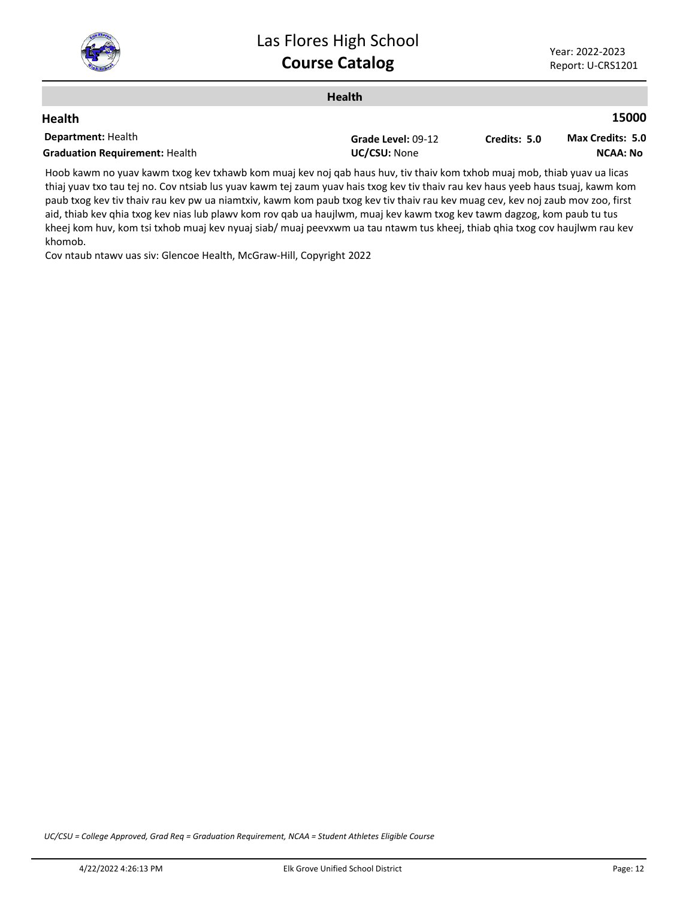## Health

### Health — 15000

**Department:** Health
**Graduation Requirement:** Health
**Grade Level:** 09-12
**UC/CSU:** None
**Credits:** 5.0
**Max Credits:** 5.0
**NCAA:** No

Hoob kawm no yuav kawm txog kev txhawb kom muaj kev noj qab haus huv, tiv thaiv kom txhob muaj mob, thiab yuav ua licas thiaj yuav txo tau tej no. Cov ntsiab lus yuav kawm tej zaum yuav hais txog kev tiv thaiv rau kev haus yeeb haus tsuaj, kawm kom paub txog kev tiv thaiv rau kev pw ua niamtxiv, kawm kom paub txog kev tiv thaiv rau kev muag cev, kev noj zaub mov zoo, first aid, thiab kev qhia txog kev nias lub plawv kom rov qab ua haujlwm, muaj kev kawm txog kev tawm dagzog, kom paub tu tus kheej kom huv, kom tsi txhob muaj kev nyuaj siab/ muaj peevxwm ua tau ntawm tus kheej, thiab qhia txog cov haujlwm rau kev khomob.

Cov ntaub ntawv uas siv: Glencoe Health, McGraw-Hill, Copyright 2022

*UC/CSU = College Approved, Grad Req = Graduation Requirement, NCAA = Student Athletes Eligible Course*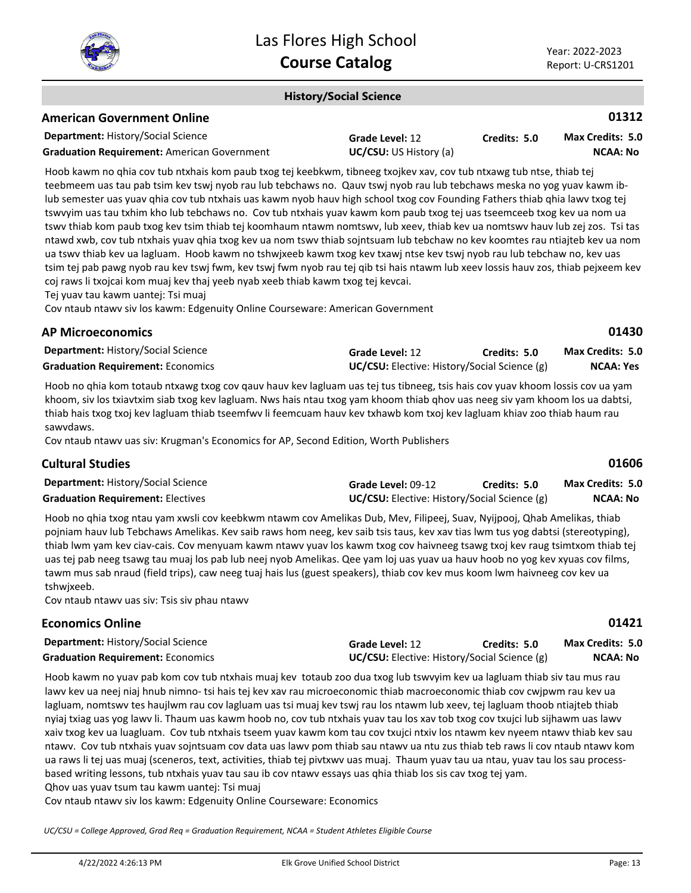## History/Social Science

### American Government Online

**01312**

**Department:** History/Social Science
**Graduation Requirement:** American Government
**Grade Level:** 12
**UC/CSU:** US History (a)
**Credits:** 5.0
**Max Credits:** 5.0
**NCAA:** No

Hoob kawm no qhia cov tub ntxhais kom paub txog tej keebkwm, tibneeg txojkev xav, cov tub ntxawg tub ntse, thiab tej teebmeem uas tau pab tsim kev tswj nyob rau lub tebchaws no. Qauv tswj nyob rau lub tebchaws meska no yog yuav kawm ib-lub semester uas yuav qhia cov tub ntxhais uas kawm nyob hauv high school txog cov Founding Fathers thiab qhia lawv txog tej tswvyim uas tau txhim kho lub tebchaws no. Cov tub ntxhais yuav kawm kom paub txog tej uas tseemceeb txog kev ua nom ua tswv thiab kom paub txog kev tsim thiab tej koomhaum ntawm nomtswv, lub xeev, thiab kev ua nomtswv hauv lub zej zos. Tsi tas ntawd xwb, cov tub ntxhais yuav qhia txog kev ua nom tswv thiab sojntsuam lub tebchaw no kev koomtes rau ntiajteb kev ua nom ua tswv thiab kev ua lagluam. Hoob kawm no tshwjxeeb kawm txog kev txawj ntse kev tswj nyob rau lub tebchaw no, kev uas tsim tej pab pawg nyob rau kev tswj fwm, kev tswj fwm nyob rau tej qib tsi hais ntawm lub xeev lossis hauv zos, thiab pejxeem kev coj raws li txojcai kom muaj kev thaj yeeb nyab xeeb thiab kawm txog tej kevcai.
Tej yuav tau kawm uantej: Tsi muaj
Cov ntaub ntawv siv los kawm: Edgenuity Online Courseware: American Government

### AP Microeconomics

**01430**

**Department:** History/Social Science
**Graduation Requirement:** Economics
**Grade Level:** 12
**UC/CSU:** Elective: History/Social Science (g)
**Credits:** 5.0
**Max Credits:** 5.0
**NCAA:** Yes

Hoob no qhia kom totaub ntxawg txog cov qauv hauv kev lagluam uas tej tus tibneeg, tsis hais cov yuav khoom lossis cov ua yam khoom, siv los txiavtxim siab txog kev lagluam. Nws hais ntau txog yam khoom thiab qhov uas neeg siv yam khoom los ua dabtsi, thiab hais txog txoj kev lagluam thiab tseemfwv li feemcuam hauv kev txhawb kom txoj kev lagluam khiav zoo thiab haum rau sawvdaws.
Cov ntaub ntawv uas siv: Krugman's Economics for AP, Second Edition, Worth Publishers

### Cultural Studies

**01606**

**Department:** History/Social Science
**Graduation Requirement:** Electives
**Grade Level:** 09-12
**UC/CSU:** Elective: History/Social Science (g)
**Credits:** 5.0
**Max Credits:** 5.0
**NCAA:** No

Hoob no qhia txog ntau yam xwsli cov keebkwm ntawm cov Amelikas Dub, Mev, Filipeej, Suav, Nyijpooj, Qhab Amelikas, thiab pojniam hauv lub Tebchaws Amelikas. Kev saib raws hom neeg, kev saib tsis taus, kev xav tias lwm tus yog dabtsi (stereotyping), thiab lwm yam kev ciav-cais. Cov menyuam kawm ntawv yuav los kawm txog cov haivneeg tsawg txoj kev raug tsimtxom thiab tej uas tej pab neeg tsawg tau muaj los pab lub neej nyob Amelikas. Qee yam loj uas yuav ua hauv hoob no yog kev xyuas cov films, tawm mus sab nraud (field trips), caw neeg tuaj hais lus (guest speakers), thiab cov kev mus koom lwm haivneeg cov kev ua tshwjxeeb.
Cov ntaub ntawv uas siv: Tsis siv phau ntawv

### Economics Online

**01421**

**Department:** History/Social Science
**Graduation Requirement:** Economics
**Grade Level:** 12
**UC/CSU:** Elective: History/Social Science (g)
**Credits:** 5.0
**Max Credits:** 5.0
**NCAA:** No

Hoob kawm no yuav pab kom cov tub ntxhais muaj kev totaub zoo dua txog lub tswvyim kev ua lagluam thiab siv tau mus rau lawv kev ua neej niaj hnub nimno- tsi hais tej kev xav rau microeconomic thiab macroeconomic thiab cov cwjpwm rau kev ua lagluam, nomtswv tes haujlwm rau cov lagluam uas tsi muaj kev tswj rau los ntawm lub xeev, tej lagluam thoob ntiajteb thiab nyiaj txiag uas yog lawv li. Thaum uas kawm hoob no, cov tub ntxhais yuav tau los xav tob txog cov txujci lub sijhawm uas lawv xaiv txog kev ua luagluam. Cov tub ntxhais tseem yuav kawm kom tau cov txujci ntxiv los ntawm kev nyeem ntawv thiab kev sau ntawv. Cov tub ntxhais yuav sojntsuam cov data uas lawv pom thiab sau ntawv ua ntu zus thiab teb raws li cov ntaub ntawv kom ua raws li tej uas muaj (sceneros, text, activities, thiab tej pivtxwv uas muaj. Thaum yuav tau ua ntau, yuav tau los sau process-based writing lessons, tub ntxhais yuav tau sau ib cov ntawv essays uas qhia thiab los sis cav txog tej yam.
Qhov uas yuav tsum tau kawm uantej: Tsi muaj
Cov ntaub ntawv siv los kawm: Edgenuity Online Courseware: Economics

*UC/CSU = College Approved, Grad Req = Graduation Requirement, NCAA = Student Athletes Eligible Course*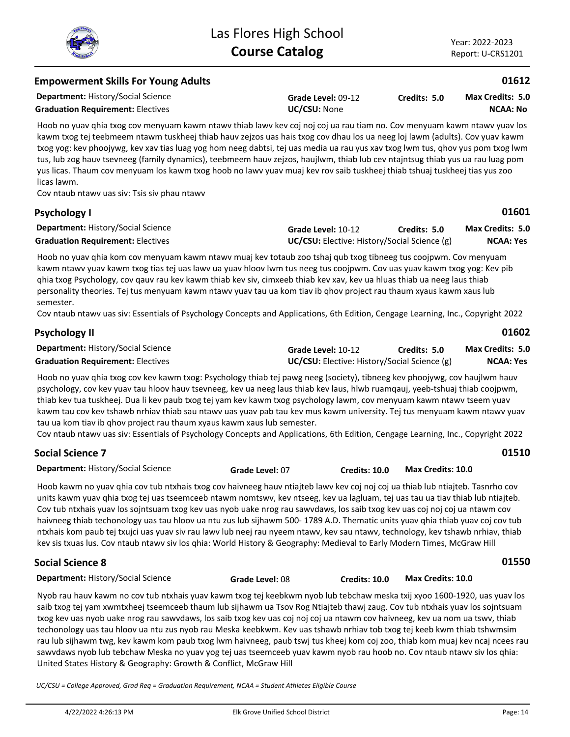## Empowerment Skills For Young Adults

**01612**

**Department:** History/Social Science | **Grade Level:** 09-12 | **Credits:** 5.0 | **Max Credits:** 5.0
**Graduation Requirement:** Electives | **UC/CSU:** None | **NCAA:** No

Hoob no yuav qhia txog cov menyuam kawm ntawv thiab lawv kev coj noj coj ua rau tiam no. Cov menyuam kawm ntawv yuav los kawm txog tej teebmeem ntawm tuskheej thiab hauv zejzos uas hais txog cov dhau los ua neeg loj lawm (adults). Cov yuav kawm txog yog: kev phoojywg, kev xav tias luag yog hom neeg dabtsi, tej uas media ua rau yus xav txog lwm tus, qhov yus pom txog lwm tus, lub zog hauv tsevneeg (family dynamics), teebmeem hauv zejzos, haujlwm, thiab lub cev ntajntsug thiab yus ua rau luag pom yus licas. Thaum cov menyuam los kawm txog hoob no lawv yuav muaj kev rov saib tuskheej thiab tshuaj tuskheej tias yus zoo licas lawm.
Cov ntaub ntawv uas siv: Tsis siv phau ntawv

## Psychology I

**01601**

**Department:** History/Social Science | **Grade Level:** 10-12 | **Credits:** 5.0 | **Max Credits:** 5.0
**Graduation Requirement:** Electives | **UC/CSU:** Elective: History/Social Science (g) | **NCAA:** Yes

Hoob no yuav qhia kom cov menyuam kawm ntawv muaj kev totaub zoo tshaj qub txog tibneeg tus coojpwm. Cov menyuam kawm ntawv yuav kawm txog tias tej uas lawv ua yuav hloov lwm tus neeg tus coojpwm. Cov uas yuav kawm txog yog: Kev pib qhia txog Psychology, cov qauv rau kev kawm thiab kev siv, cimxeeb thiab kev xav, kev ua hluas thiab ua neeg laus thiab personality theories. Tej tus menyuam kawm ntawv yuav tau ua kom tiav ib qhov project rau thaum xyaus kawm xaus lub semester.
Cov ntaub ntawv uas siv: Essentials of Psychology Concepts and Applications, 6th Edition, Cengage Learning, Inc., Copyright 2022

## Psychology II

**01602**

**Department:** History/Social Science | **Grade Level:** 10-12 | **Credits:** 5.0 | **Max Credits:** 5.0
**Graduation Requirement:** Electives | **UC/CSU:** Elective: History/Social Science (g) | **NCAA:** Yes

Hoob no yuav qhia txog cov kev kawm txog: Psychology thiab tej pawg neeg (society), tibneeg kev phoojywg, cov haujlwm hauv psychology, cov kev yuav tau hloov hauv tsevneeg, kev ua neeg laus thiab kev laus, hlwb ruamqauj, yeeb-tshuaj thiab coojpwm, thiab kev tua tuskheej. Dua li kev paub txog tej yam kev kawm txog psychology lawm, cov menyuam kawm ntawv tseem yuav kawm tau cov kev tshawb nrhiav thiab sau ntawv uas yuav pab tau kev mus kawm university. Tej tus menyuam kawm ntawv yuav tau ua kom tiav ib qhov project rau thaum xyaus kawm xaus lub semester.
Cov ntaub ntawv uas siv: Essentials of Psychology Concepts and Applications, 6th Edition, Cengage Learning, Inc., Copyright 2022

## Social Science 7

**01510**

**Department:** History/Social Science | **Grade Level:** 07 | **Credits:** 10.0 | **Max Credits:** 10.0

Hoob kawm no yuav qhia cov tub ntxhais txog cov haivneeg hauv ntiajteb lawv kev coj noj coj ua thiab lub ntiajteb. Tasnrho cov units kawm yuav qhia txog tej uas tseemceeb ntawm nomtswv, kev ntseeg, kev ua lagluam, tej uas tau ua tiav thiab lub ntiajteb. Cov tub ntxhais yuav los sojntsuam txog kev uas nyob uake nrog rau sawvdaws, los saib txog kev uas coj noj coj ua ntawm cov haivneeg thiab techonology uas tau hloov ua ntu zus lub sijhawm 500- 1789 A.D. Thematic units yuav qhia thiab yuav coj cov tub ntxhais kom paub tej txujci uas yuav siv rau lawv lub neej rau nyeem ntawv, kev sau ntawv, technology, kev tshawb nrhiav, thiab kev sis txuas lus. Cov ntaub ntawv siv los qhia: World History & Geography: Medieval to Early Modern Times, McGraw Hill

## Social Science 8

**01550**

**Department:** History/Social Science | **Grade Level:** 08 | **Credits:** 10.0 | **Max Credits:** 10.0

Nyob rau hauv kawm no cov tub ntxhais yuav kawm txog tej keebkwm nyob lub tebchaw meska txij xyoo 1600-1920, uas yuav los saib txog tej yam xwmtxheej tseemceeb thaum lub sijhawm ua Tsov Rog Ntiajteb thawj zaug. Cov tub ntxhais yuav los sojntsuam txog kev uas nyob uake nrog rau sawvdaws, los saib txog kev uas coj noj coj ua ntawm cov haivneeg, kev ua nom ua tswv, thiab techonology uas tau hloov ua ntu zus nyob rau Meska keebkwm. Kev uas tshawb nrhiav tob txog tej keeb kwm thiab tshwmsim rau lub sijhawm twg, kev kawm kom paub txog lwm haivneeg, paub tswj tus kheej kom coj zoo, thiab kom muaj kev ncaj ncees rau sawvdaws nyob lub tebchaw Meska no yuav yog tej uas tseemceeb yuav kawm nyob rau hoob no. Cov ntaub ntawv siv los qhia: United States History & Geography: Growth & Conflict, McGraw Hill

*UC/CSU = College Approved, Grad Req = Graduation Requirement, NCAA = Student Athletes Eligible Course*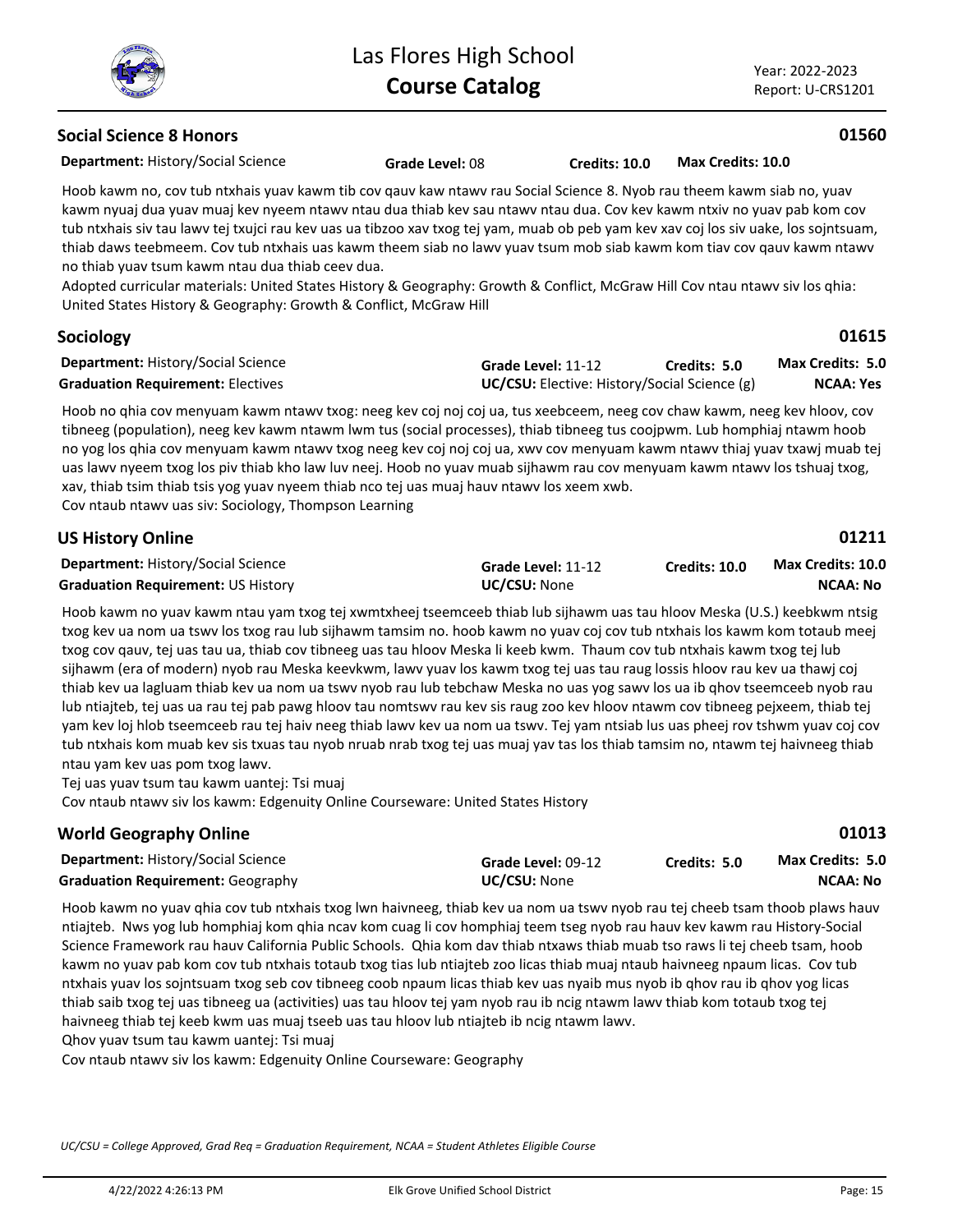## Social Science 8 Honors

**01560**

**Department:** History/Social Science **Grade Level:** 08 **Credits: 10.0** **Max Credits: 10.0**

Hoob kawm no, cov tub ntxhais yuav kawm tib cov qauv kaw ntawv rau Social Science 8. Nyob rau theem kawm siab no, yuav kawm nyuaj dua yuav muaj kev nyeem ntawv ntau dua thiab kev sau ntawv ntau dua. Cov kev kawm ntxiv no yuav pab kom cov tub ntxhais siv tau lawv tej txujci rau kev uas ua tibzoo xav txog tej yam, muab ob peb yam kev xav coj los siv uake, los sojntsuam, thiab daws teebmeem. Cov tub ntxhais uas kawm theem siab no lawv yuav tsum mob siab kawm kom tiav cov qauv kawm ntawv no thiab yuav tsum kawm ntau dua thiab ceev dua.

Adopted curricular materials: United States History & Geography: Growth & Conflict, McGraw Hill Cov ntau ntawv siv los qhia: United States History & Geography: Growth & Conflict, McGraw Hill

## Sociology

**01615**

**Department:** History/Social Science **Grade Level:** 11-12 **Credits: 5.0** **Max Credits: 5.0**
**Graduation Requirement:** Electives **UC/CSU:** Elective: History/Social Science (g) **NCAA: Yes**

Hoob no qhia cov menyuam kawm ntawv txog: neeg kev coj noj coj ua, tus xeebceem, neeg cov chaw kawm, neeg kev hloov, cov tibneeg (population), neeg kev kawm ntawm lwm tus (social processes), thiab tibneeg tus coojpwm. Lub homphiaj ntawm hoob no yog los qhia cov menyuam kawm ntawv txog neeg kev coj noj coj ua, xwv cov menyuam kawm ntawv thiaj yuav txawj muab tej uas lawv nyeem txog los piv thiab kho law luv neej. Hoob no yuav muab sijhawm rau cov menyuam kawm ntawv los tshuaj txog, xav, thiab tsim thiab tsis yog yuav nyeem thiab nco tej uas muaj hauv ntawv los xeem xwb.

Cov ntaub ntawv uas siv: Sociology, Thompson Learning

## US History Online

**01211**

**Department:** History/Social Science **Grade Level:** 11-12 **Credits: 10.0** **Max Credits: 10.0**
**Graduation Requirement:** US History **UC/CSU:** None **NCAA: No**

Hoob kawm no yuav kawm ntau yam txog tej xwmtxheej tseemceeb thiab lub sijhawm uas tau hloov Meska (U.S.) keebkwm ntsig txog kev ua nom ua tswv los txog rau lub sijhawm tamsim no. hoob kawm no yuav coj cov tub ntxhais los kawm kom totaub meej txog cov qauv, tej uas tau ua, thiab cov tibneeg uas tau hloov Meska li keeb kwm. Thaum cov tub ntxhais kawm txog tej lub sijhawm (era of modern) nyob rau Meska keevkwm, lawv yuav los kawm txog tej uas tau raug lossis hloov rau kev ua thawj coj thiab kev ua lagluam thiab kev ua nom ua tswv nyob rau lub tebchaw Meska no uas yog sawv los ua ib qhov tseemceeb nyob rau lub ntiajteb, tej uas ua rau tej pab pawg hloov tau nomtswv rau kev sis raug zoo kev hloov ntawm cov tibneeg pejxeem, thiab tej yam kev loj hlob tseemceeb rau tej haiv neeg thiab lawv kev ua nom ua tswv. Tej yam ntsiab lus uas pheej rov tshwm yuav coj cov tub ntxhais kom muab kev sis txuas tau nyob nruab nrab txog tej uas muaj yav tas los thiab tamsim no, ntawm tej haivneeg thiab ntau yam kev uas pom txog lawv.

Tej uas yuav tsum tau kawm uantej: Tsi muaj

Cov ntaub ntawv siv los kawm: Edgenuity Online Courseware: United States History

## World Geography Online

**01013**

**Department:** History/Social Science **Grade Level:** 09-12 **Credits: 5.0** **Max Credits: 5.0**
**Graduation Requirement:** Geography **UC/CSU:** None **NCAA: No**

Hoob kawm no yuav qhia cov tub ntxhais txog lwn haivneeg, thiab kev ua nom ua tswv nyob rau tej cheeb tsam thoob plaws hauv ntiajteb. Nws yog lub homphiaj kom qhia ncav kom cuag li cov homphiaj teem tseg nyob rau hauv kev kawm rau History-Social Science Framework rau hauv California Public Schools. Qhia kom dav thiab ntxaws thiab muab tso raws li tej cheeb tsam, hoob kawm no yuav pab kom cov tub ntxhais totaub txog tias lub ntiajteb zoo licas thiab muaj ntaub haivneeg npaum licas. Cov tub ntxhais yuav los sojntsuam txog seb cov tibneeg coob npaum licas thiab kev uas nyaib mus nyob ib qhov rau ib qhov yog licas thiab saib txog tej uas tibneeg ua (activities) uas tau hloov tej yam nyob rau ib ncig ntawm lawv thiab kom totaub txog tej haivneeg thiab tej keeb kwm uas muaj tseeb uas tau hloov lub ntiajteb ib ncig ntawm lawv.

Qhov yuav tsum tau kawm uantej: Tsi muaj

Cov ntaub ntawv siv los kawm: Edgenuity Online Courseware: Geography

*UC/CSU = College Approved, Grad Req = Graduation Requirement, NCAA = Student Athletes Eligible Course*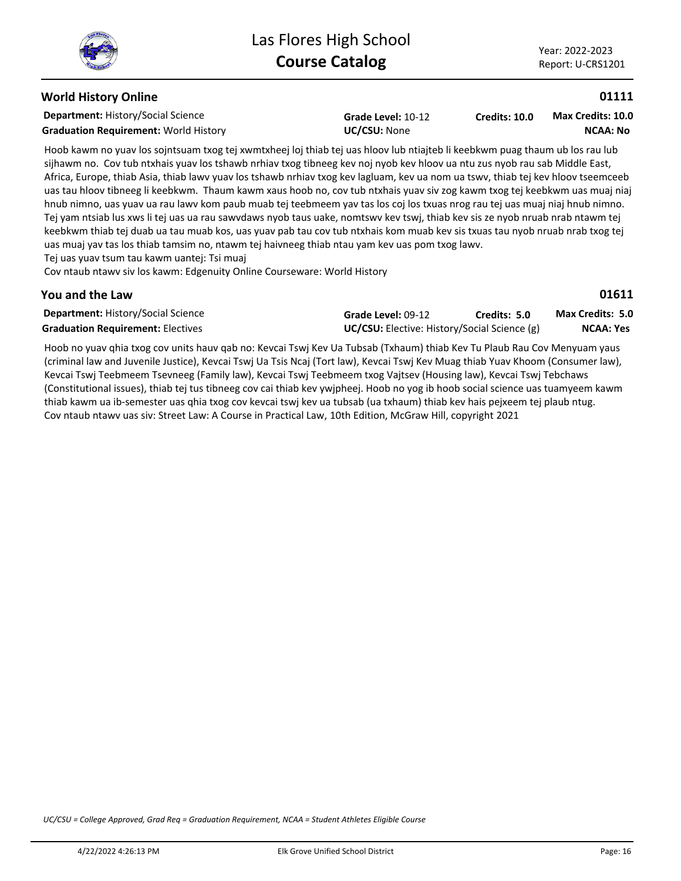## World History Online

**01111**

**Department:** History/Social Science | **Grade Level:** 10-12 | **Credits: 10.0** | **Max Credits: 10.0**

**Graduation Requirement:** World History | **UC/CSU:** None | **NCAA: No**

Hoob kawm no yuav los sojntsuam txog tej xwmtxheej loj thiab tej uas hloov lub ntiajteb li keebkwm puag thaum ub los rau lub sijhawm no. Cov tub ntxhais yuav los tshawb nrhiav txog tibneeg kev noj nyob kev hloov ua ntu zus nyob rau sab Middle East, Africa, Europe, thiab Asia, thiab lawv yuav los tshawb nrhiav txog kev lagluam, kev ua nom ua tswv, thiab tej kev hloov tseemceeb uas tau hloov tibneeg li keebkwm. Thaum kawm xaus hoob no, cov tub ntxhais yuav siv zog kawm txog tej keebkwm uas muaj niaj hnub nimno, uas yuav ua rau lawv kom paub muab tej teebmeem yav tas los coj los txuas nrog rau tej uas muaj niaj hnub nimno. Tej yam ntsiab lus xws li tej uas ua rau sawvdaws nyob taus uake, nomtswv kev tswj, thiab kev sis ze nyob nruab nrab ntawm tej keebkwm thiab tej duab ua tau muab kos, uas yuav pab tau cov tub ntxhais kom muab kev sis txuas tau nyob nruab nrab txog tej uas muaj yav tas los thiab tamsim no, ntawm tej haivneeg thiab ntau yam kev uas pom txog lawv.

Tej uas yuav tsum tau kawm uantej: Tsi muaj

Cov ntaub ntawv siv los kawm: Edgenuity Online Courseware: World History

## You and the Law

**01611**

**Department:** History/Social Science | **Grade Level:** 09-12 | **Credits: 5.0** | **Max Credits: 5.0**

**Graduation Requirement:** Electives | **UC/CSU:** Elective: History/Social Science (g) | **NCAA: Yes**

Hoob no yuav qhia txog cov units hauv qab no: Kevcai Tswj Kev Ua Tubsab (Txhaum) thiab Kev Tu Plaub Rau Cov Menyuam yaus (criminal law and Juvenile Justice), Kevcai Tswj Ua Tsis Ncaj (Tort law), Kevcai Tswj Kev Muag thiab Yuav Khoom (Consumer law), Kevcai Tswj Teebmeem Tsevneeg (Family law), Kevcai Tswj Teebmeem txog Vajtsev (Housing law), Kevcai Tswj Tebchaws (Constitutional issues), thiab tej tus tibneeg cov cai thiab kev ywjpheej. Hoob no yog ib hoob social science uas tuamyeem kawm thiab kawm ua ib-semester uas qhia txog cov kevcai tswj kev ua tubsab (ua txhaum) thiab kev hais pejxeem tej plaub ntug.

Cov ntaub ntawv uas siv: Street Law: A Course in Practical Law, 10th Edition, McGraw Hill, copyright 2021

*UC/CSU = College Approved, Grad Req = Graduation Requirement, NCAA = Student Athletes Eligible Course*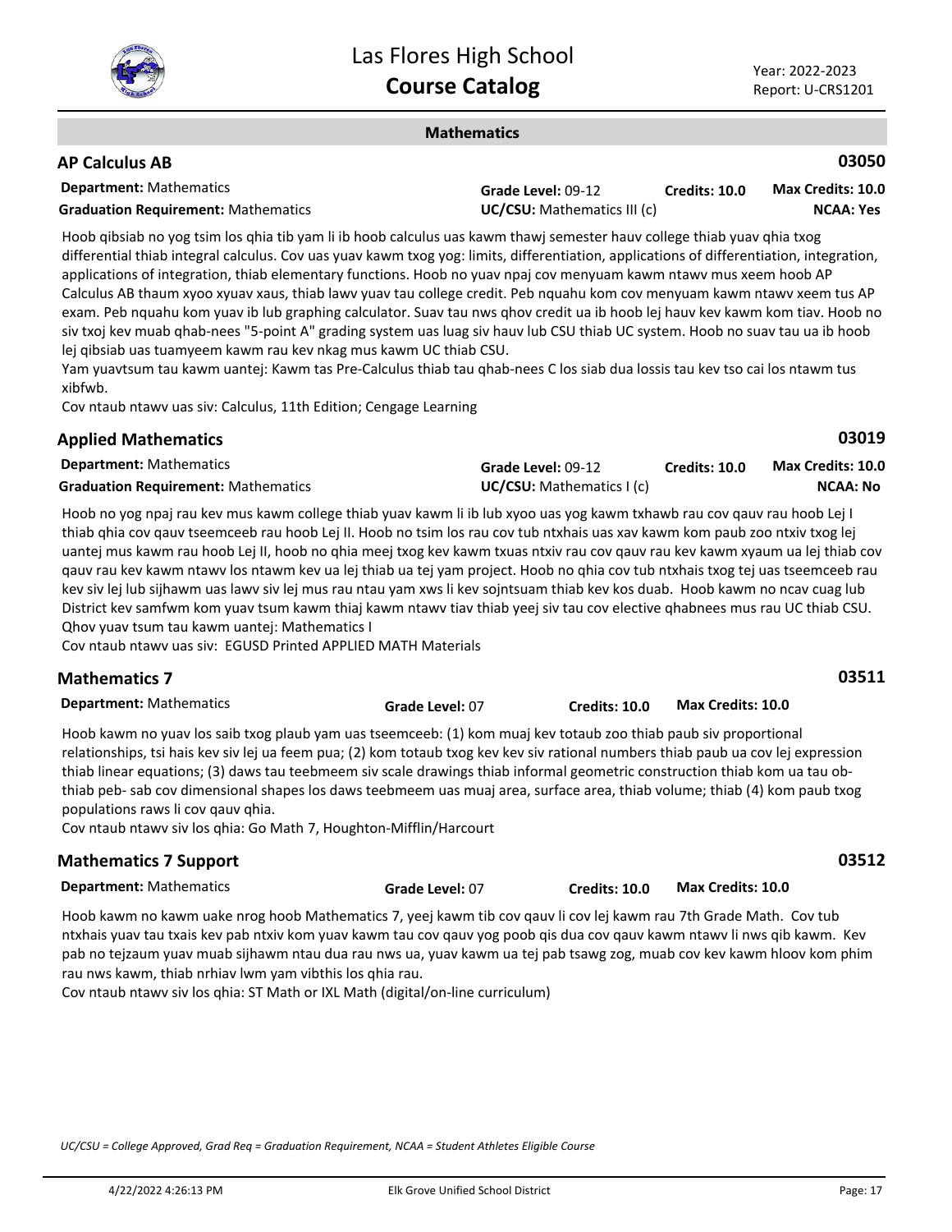## Mathematics

### AP Calculus AB

**03050**

**Department:** Mathematics | **Grade Level:** 09-12 | **Credits:** 10.0 | **Max Credits:** 10.0

**Graduation Requirement:** Mathematics | **UC/CSU:** Mathematics III (c) | **NCAA:** Yes

Hoob qibsiab no yog tsim los qhia tib yam li ib hoob calculus uas kawm thawj semester hauv college thiab yuav qhia txog differential thiab integral calculus. Cov uas yuav kawm txog yog: limits, differentiation, applications of differentiation, integration, applications of integration, thiab elementary functions. Hoob no yuav npaj cov menyuam kawm ntawv mus xeem hoob AP Calculus AB thaum xyoo xyuav xaus, thiab lawv yuav tau college credit. Peb nquahu kom cov menyuam kawm ntawv xeem tus AP exam. Peb nquahu kom yuav ib lub graphing calculator. Suav tau nws qhov credit ua ib hoob lej hauv kev kawm kom tiav. Hoob no siv txoj kev muab qhab-nees "5-point A" grading system uas luag siv hauv lub CSU thiab UC system. Hoob no suav tau ua ib hoob lej qibsiab uas tuamyeem kawm rau kev nkag mus kawm UC thiab CSU.

Yam yuavtsum tau kawm uantej: Kawm tas Pre-Calculus thiab tau qhab-nees C los siab dua lossis tau kev tso cai los ntawm tus xibfwb.

Cov ntaub ntawv uas siv: Calculus, 11th Edition; Cengage Learning

### Applied Mathematics

**03019**

**Department:** Mathematics | **Grade Level:** 09-12 | **Credits:** 10.0 | **Max Credits:** 10.0

**Graduation Requirement:** Mathematics | **UC/CSU:** Mathematics I (c) | **NCAA:** No

Hoob no yog npaj rau kev mus kawm college thiab yuav kawm li ib lub xyoo uas yog kawm txhawb rau cov qauv rau hoob Lej I thiab qhia cov qauv tseemceeb rau hoob Lej II. Hoob no tsim los rau cov tub ntxhais uas xav kawm kom paub zoo ntxiv txog lej uantej mus kawm rau hoob Lej II, hoob no qhia meej txog kev kawm txuas ntxiv rau cov qauv rau kev kawm xyaum ua lej thiab cov qauv rau kev kawm ntawv los ntawm kev ua lej thiab ua tej yam project. Hoob no qhia cov tub ntxhais txog tej uas tseemceeb rau kev siv lej lub sijhawm uas lawv siv lej mus rau ntau yam xws li kev sojntsuam thiab kev kos duab. Hoob kawm no ncav cuag lub District kev samfwm kom yuav tsum kawm thiaj kawm ntawv tiav thiab yeej siv tau cov elective qhabnees mus rau UC thiab CSU.

Qhov yuav tsum tau kawm uantej: Mathematics I

Cov ntaub ntawv uas siv: EGUSD Printed APPLIED MATH Materials

### Mathematics 7

**03511**

**Department:** Mathematics | **Grade Level:** 07 | **Credits:** 10.0 | **Max Credits:** 10.0

Hoob kawm no yuav los saib txog plaub yam uas tseemceeb: (1) kom muaj kev totaub zoo thiab paub siv proportional relationships, tsi hais kev siv lej ua feem pua; (2) kom totaub txog kev kev siv rational numbers thiab paub ua cov lej expression thiab linear equations; (3) daws tau teebmeem siv scale drawings thiab informal geometric construction thiab kom ua tau ob- thiab peb- sab cov dimensional shapes los daws teebmeem uas muaj area, surface area, thiab volume; thiab (4) kom paub txog populations raws li cov qauv qhia.

Cov ntaub ntawv siv los qhia: Go Math 7, Houghton-Mifflin/Harcourt

### Mathematics 7 Support

**03512**

**Department:** Mathematics | **Grade Level:** 07 | **Credits:** 10.0 | **Max Credits:** 10.0

Hoob kawm no kawm uake nrog hoob Mathematics 7, yeej kawm tib cov qauv li cov lej kawm rau 7th Grade Math. Cov tub ntxhais yuav tau txais kev pab ntxiv kom yuav kawm tau cov qauv yog poob qis dua cov qauv kawm ntawv li nws qib kawm. Kev pab no tejzaum yuav muab sijhawm ntau dua rau nws ua, yuav kawm ua tej pab tsawg zog, muab cov kev kawm hloov kom phim rau nws kawm, thiab nrhiav lwm yam vibthis los qhia rau.

Cov ntaub ntawv siv los qhia: ST Math or IXL Math (digital/on-line curriculum)

*UC/CSU = College Approved, Grad Req = Graduation Requirement, NCAA = Student Athletes Eligible Course*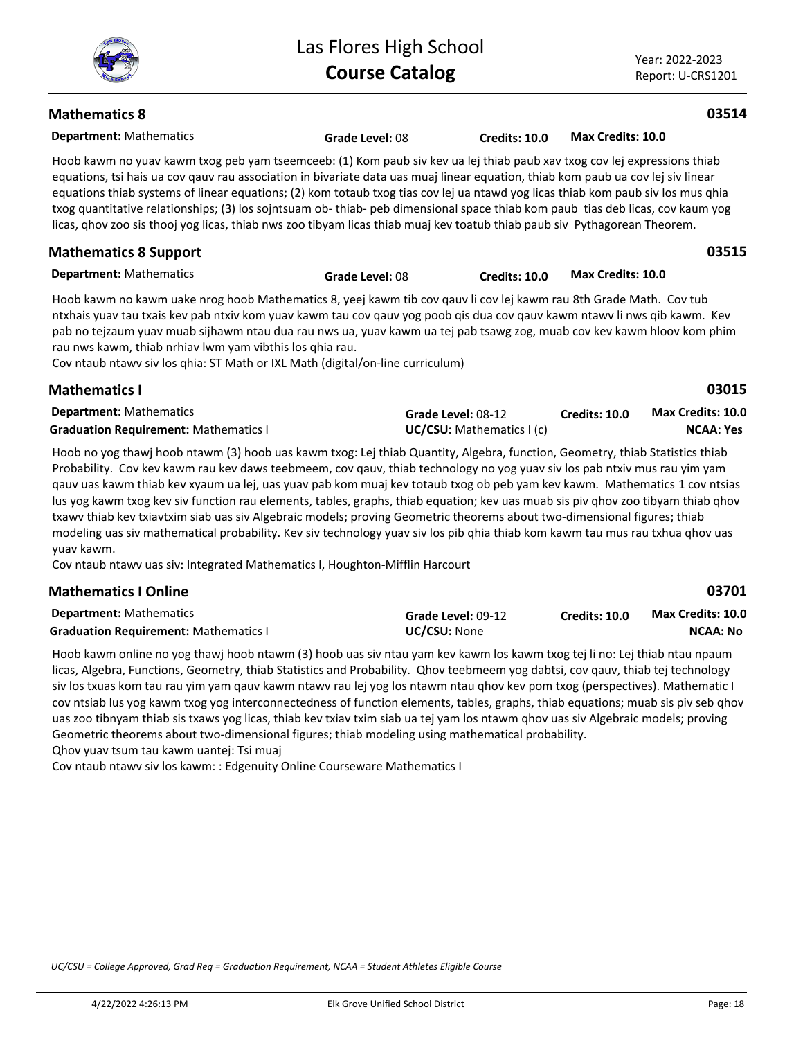## Mathematics 8

**03514**

**Department:** Mathematics | **Grade Level:** 08 | **Credits: 10.0** | **Max Credits: 10.0**

Hoob kawm no yuav kawm txog peb yam tseemceeb: (1) Kom paub siv kev ua lej thiab paub xav txog cov lej expressions thiab equations, tsi hais ua cov qauv rau association in bivariate data uas muaj linear equation, thiab kom paub ua cov lej siv linear equations thiab systems of linear equations; (2) kom totaub txog tias cov lej ua ntawd yog licas thiab kom paub siv los mus qhia txog quantitative relationships; (3) los sojntsuam ob- thiab- peb dimensional space thiab kom paub tias deb licas, cov kaum yog licas, qhov zoo sis thooj yog licas, thiab nws zoo tibyam licas thiab muaj kev toatub thiab paub siv Pythagorean Theorem.

## Mathematics 8 Support

**03515**

**Department:** Mathematics | **Grade Level:** 08 | **Credits: 10.0** | **Max Credits: 10.0**

Hoob kawm no kawm uake nrog hoob Mathematics 8, yeej kawm tib cov qauv li cov lej kawm rau 8th Grade Math. Cov tub ntxhais yuav tau txais kev pab ntxiv kom yuav kawm tau cov qauv yog poob qis dua cov qauv kawm ntawv li nws qib kawm. Kev pab no tejzaum yuav muab sijhawm ntau dua rau nws ua, yuav kawm ua tej pab tsawg zog, muab cov kev kawm hloov kom phim rau nws kawm, thiab nrhiav lwm yam vibthis los qhia rau.

Cov ntaub ntawv siv los qhia: ST Math or IXL Math (digital/on-line curriculum)

## Mathematics I

**03015**

**Department:** Mathematics | **Grade Level:** 08-12 | **Credits: 10.0** | **Max Credits: 10.0**

**Graduation Requirement:** Mathematics I | **UC/CSU:** Mathematics I (c) | **NCAA: Yes**

Hoob no yog thawj hoob ntawm (3) hoob uas kawm txog: Lej thiab Quantity, Algebra, function, Geometry, thiab Statistics thiab Probability. Cov kev kawm rau kev daws teebmeem, cov qauv, thiab technology no yog yuav siv los pab ntxiv mus rau yim yam qauv uas kawm thiab kev xyaum ua lej, uas yuav pab kom muaj kev totaub txog ob peb yam kev kawm. Mathematics 1 cov ntsias lus yog kawm txog kev siv function rau elements, tables, graphs, thiab equation; kev uas muab sis piv qhov zoo tibyam thiab qhov txawv thiab kev txiavtxim siab uas siv Algebraic models; proving Geometric theorems about two-dimensional figures; thiab modeling uas siv mathematical probability. Kev siv technology yuav siv los pib qhia thiab kom kawm tau mus rau txhua qhov uas yuav kawm.

Cov ntaub ntawv uas siv: Integrated Mathematics I, Houghton-Mifflin Harcourt

## Mathematics I Online

**03701**

**Department:** Mathematics | **Grade Level:** 09-12 | **Credits: 10.0** | **Max Credits: 10.0**

**Graduation Requirement:** Mathematics I | **UC/CSU:** None | **NCAA: No**

Hoob kawm online no yog thawj hoob ntawm (3) hoob uas siv ntau yam kev kawm los kawm txog tej li no: Lej thiab ntau npaum licas, Algebra, Functions, Geometry, thiab Statistics and Probability. Qhov teebmeem yog dabtsi, cov qauv, thiab tej technology siv los txuas kom tau rau yim yam qauv kawm ntawv rau lej yog los ntawm ntau qhov kev pom txog (perspectives). Mathematic I cov ntsiab lus yog kawm txog yog interconnectedness of function elements, tables, graphs, thiab equations; muab sis piv seb qhov uas zoo tibnyam thiab sis txaws yog licas, thiab kev txiav txim siab ua tej yam los ntawm qhov uas siv Algebraic models; proving Geometric theorems about two-dimensional figures; thiab modeling using mathematical probability.

Qhov yuav tsum tau kawm uantej: Tsi muaj

Cov ntaub ntawv siv los kawm: : Edgenuity Online Courseware Mathematics I

*UC/CSU = College Approved, Grad Req = Graduation Requirement, NCAA = Student Athletes Eligible Course*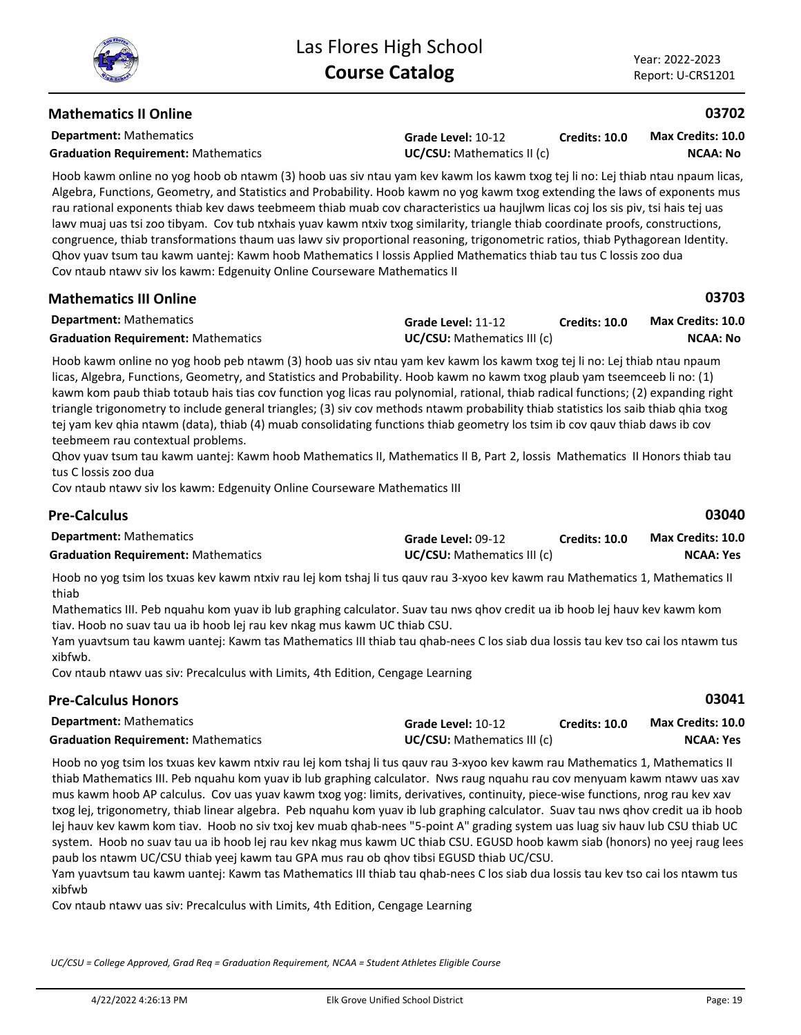## Mathematics II Online

**03702**

**Department:** Mathematics | **Grade Level:** 10-12 | **Credits: 10.0** | **Max Credits: 10.0**

**Graduation Requirement:** Mathematics | **UC/CSU:** Mathematics II (c) | **NCAA: No**

Hoob kawm online no yog hoob ob ntawm (3) hoob uas siv ntau yam kev kawm los kawm txog tej li no: Lej thiab ntau npaum licas, Algebra, Functions, Geometry, and Statistics and Probability. Hoob kawm no yog kawm txog extending the laws of exponents mus rau rational exponents thiab kev daws teebmeem thiab muab cov characteristics ua haujlwm licas coj los sis piv, tsi hais tej uas lawv muaj uas tsi zoo tibyam. Cov tub ntxhais yuav kawm ntxiv txog similarity, triangle thiab coordinate proofs, constructions, congruence, thiab transformations thaum uas lawv siv proportional reasoning, trigonometric ratios, thiab Pythagorean Identity. Qhov yuav tsum tau kawm uantej: Kawm hoob Mathematics I lossis Applied Mathematics thiab tau tus C lossis zoo dua

Cov ntaub ntawv siv los kawm: Edgenuity Online Courseware Mathematics II

## Mathematics III Online

**03703**

**Department:** Mathematics | **Grade Level:** 11-12 | **Credits: 10.0** | **Max Credits: 10.0**

**Graduation Requirement:** Mathematics | **UC/CSU:** Mathematics III (c) | **NCAA: No**

Hoob kawm online no yog hoob peb ntawm (3) hoob uas siv ntau yam kev kawm los kawm txog tej li no: Lej thiab ntau npaum licas, Algebra, Functions, Geometry, and Statistics and Probability. Hoob kawm no kawm txog plaub yam tseemceeb li no: (1) kawm kom paub thiab totaub hais tias cov function yog licas rau polynomial, rational, thiab radical functions; (2) expanding right triangle trigonometry to include general triangles; (3) siv cov methods ntawm probability thiab statistics los saib thiab qhia txog tej yam kev qhia ntawm (data), thiab (4) muab consolidating functions thiab geometry los tsim ib cov qauv thiab daws ib cov teebmeem rau contextual problems.

Qhov yuav tsum tau kawm uantej: Kawm hoob Mathematics II, Mathematics II B, Part 2, lossis Mathematics II Honors thiab tau tus C lossis zoo dua

Cov ntaub ntawv siv los kawm: Edgenuity Online Courseware Mathematics III

## Pre-Calculus

**03040**

**Department:** Mathematics | **Grade Level:** 09-12 | **Credits: 10.0** | **Max Credits: 10.0**

**Graduation Requirement:** Mathematics | **UC/CSU:** Mathematics III (c) | **NCAA: Yes**

Hoob no yog tsim los txuas kev kawm ntxiv rau lej kom tshaj li tus qauv rau 3-xyoo kev kawm rau Mathematics 1, Mathematics II thiab

Mathematics III. Peb nquahu kom yuav ib lub graphing calculator. Suav tau nws qhov credit ua ib hoob lej hauv kev kawm kom tiav. Hoob no suav tau ua ib hoob lej rau kev nkag mus kawm UC thiab CSU.

Yam yuavtsum tau kawm uantej: Kawm tas Mathematics III thiab tau qhab-nees C los siab dua lossis tau kev tso cai los ntawm tus xibfwb.

Cov ntaub ntawv uas siv: Precalculus with Limits, 4th Edition, Cengage Learning

## Pre-Calculus Honors

**03041**

**Department:** Mathematics | **Grade Level:** 10-12 | **Credits: 10.0** | **Max Credits: 10.0**

**Graduation Requirement:** Mathematics | **UC/CSU:** Mathematics III (c) | **NCAA: Yes**

Hoob no yog tsim los txuas kev kawm ntxiv rau lej kom tshaj li tus qauv rau 3-xyoo kev kawm rau Mathematics 1, Mathematics II thiab Mathematics III. Peb nquahu kom yuav ib lub graphing calculator. Nws raug nquahu rau cov menyuam kawm ntawv uas xav mus kawm hoob AP calculus. Cov uas yuav kawm txog yog: limits, derivatives, continuity, piece-wise functions, nrog rau kev xav txog lej, trigonometry, thiab linear algebra. Peb nquahu kom yuav ib lub graphing calculator. Suav tau nws qhov credit ua ib hoob lej hauv kev kawm kom tiav. Hoob no siv txoj kev muab qhab-nees "5-point A" grading system uas luag siv hauv lub CSU thiab UC system. Hoob no suav tau ua ib hoob lej rau kev nkag mus kawm UC thiab CSU. EGUSD hoob kawm siab (honors) no yeej raug lees paub los ntawm UC/CSU thiab yeej kawm tau GPA mus rau ob qhov tibsi EGUSD thiab UC/CSU.

Yam yuavtsum tau kawm uantej: Kawm tas Mathematics III thiab tau qhab-nees C los siab dua lossis tau kev tso cai los ntawm tus xibfwb

Cov ntaub ntawv uas siv: Precalculus with Limits, 4th Edition, Cengage Learning

*UC/CSU = College Approved, Grad Req = Graduation Requirement, NCAA = Student Athletes Eligible Course*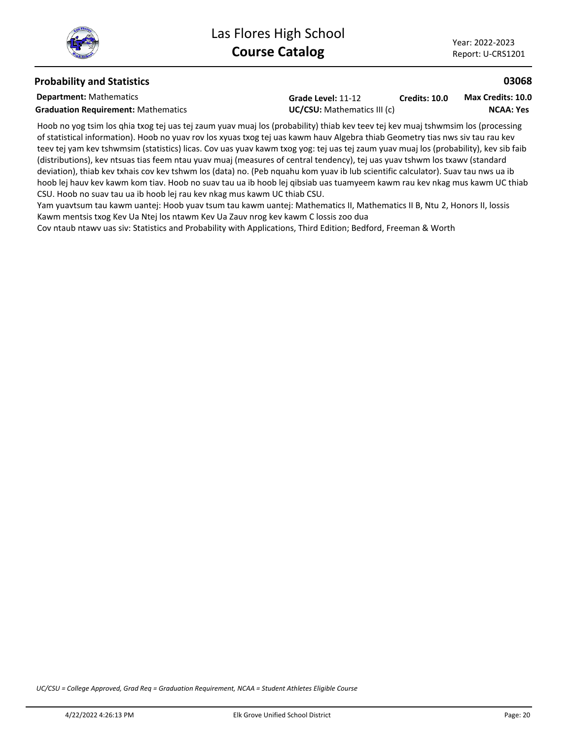## Probability and Statistics

**03068**

**Department:** Mathematics | **Grade Level:** 11-12 | **Credits: 10.0** | **Max Credits: 10.0**

**Graduation Requirement:** Mathematics | **UC/CSU:** Mathematics III (c) | **NCAA: Yes**

Hoob no yog tsim los qhia txog tej uas tej zaum yuav muaj los (probability) thiab kev teev tej kev muaj tshwmsim los (processing of statistical information). Hoob no yuav rov los xyuas txog tej uas kawm hauv Algebra thiab Geometry tias nws siv tau rau kev teev tej yam kev tshwmsim (statistics) licas. Cov uas yuav kawm txog yog: tej uas tej zaum yuav muaj los (probability), kev sib faib (distributions), kev ntsuas tias feem ntau yuav muaj (measures of central tendency), tej uas yuav tshwm los txawv (standard deviation), thiab kev txhais cov kev tshwm los (data) no. (Peb nquahu kom yuav ib lub scientific calculator). Suav tau nws ua ib hoob lej hauv kev kawm kom tiav. Hoob no suav tau ua ib hoob lej qibsiab uas tuamyeem kawm rau kev nkag mus kawm UC thiab CSU. Hoob no suav tau ua ib hoob lej rau kev nkag mus kawm UC thiab CSU.

Yam yuavtsum tau kawm uantej: Hoob yuav tsum tau kawm uantej: Mathematics II, Mathematics II B, Ntu 2, Honors II, lossis Kawm mentsis txog Kev Ua Ntej los ntawm Kev Ua Zauv nrog kev kawm C lossis zoo dua

Cov ntaub ntawv uas siv: Statistics and Probability with Applications, Third Edition; Bedford, Freeman & Worth

*UC/CSU = College Approved, Grad Req = Graduation Requirement, NCAA = Student Athletes Eligible Course*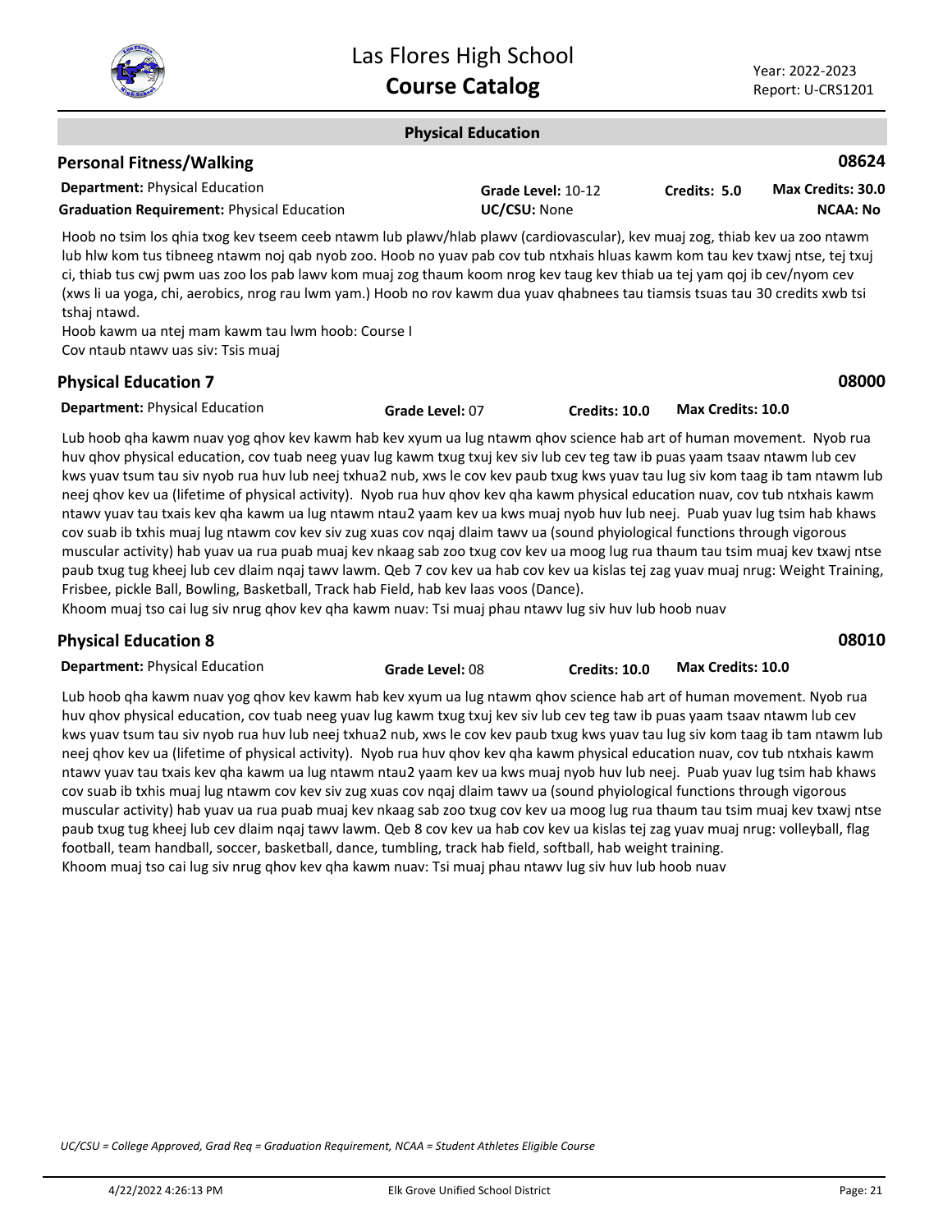## Physical Education

### Personal Fitness/Walking — 08624

**Department:** Physical Education | **Grade Level:** 10-12 | **Credits:** 5.0 | **Max Credits:** 30.0
**Graduation Requirement:** Physical Education | **UC/CSU:** None | **NCAA:** No

Hoob no tsim los qhia txog kev tseem ceeb ntawm lub plawv/hlab plawv (cardiovascular), kev muaj zog, thiab kev ua zoo ntawm lub hlw kom tus tibneeg ntawm noj qab nyob zoo. Hoob no yuav pab cov tub ntxhais hluas kawm kom tau kev txawj ntse, tej txuj ci, thiab tus cwj pwm uas zoo los pab lawv kom muaj zog thaum koom nrog kev taug kev thiab ua tej yam qoj ib cev/nyom cev (xws li ua yoga, chi, aerobics, nrog rau lwm yam.) Hoob no rov kawm dua yuav qhabnees tau tiamsis tsuas tau 30 credits xwb tsi tshaj ntawd.

Hoob kawm ua ntej mam kawm tau lwm hoob: Course I
Cov ntaub ntawv uas siv: Tsis muaj

### Physical Education 7 — 08000

**Department:** Physical Education | **Grade Level:** 07 | **Credits:** 10.0 | **Max Credits:** 10.0

Lub hoob qha kawm nuav yog qhov kev kawm hab kev xyum ua lug ntawm qhov science hab art of human movement. Nyob rua huv qhov physical education, cov tuab neeg yuav lug kawm txug txuj kev siv lub cev teg taw ib puas yaam tsaav ntawm lub cev kws yuav tsum tau siv nyob rua huv lub neej txhua2 nub, xws le cov kev paub txug kws yuav tau lug siv kom taag ib tam ntawm lub neej qhov kev ua (lifetime of physical activity). Nyob rua huv qhov kev qha kawm physical education nuav, cov tub ntxhais kawm ntawv yuav tau txais kev qha kawm ua lug ntawm ntau2 yaam kev ua kws muaj nyob huv lub neej. Puab yuav lug tsim hab khaws cov suab ib txhis muaj lug ntawm cov kev siv zug xuas cov nqaj dlaim tawv ua (sound phyiological functions through vigorous muscular activity) hab yuav ua rua puab muaj kev nkaag sab zoo txug cov kev ua moog lug rua thaum tau tsim muaj kev txawj ntse paub txug tug kheej lub cev dlaim nqaj tawv lawm. Qeb 7 cov kev ua hab cov kev ua kislas tej zag yuav muaj nrug: Weight Training, Frisbee, pickle Ball, Bowling, Basketball, Track hab Field, hab kev laas voos (Dance).

Khoom muaj tso cai lug siv nrug qhov kev qha kawm nuav: Tsi muaj phau ntawv lug siv huv lub hoob nuav

### Physical Education 8 — 08010

**Department:** Physical Education | **Grade Level:** 08 | **Credits:** 10.0 | **Max Credits:** 10.0

Lub hoob qha kawm nuav yog qhov kev kawm hab kev xyum ua lug ntawm qhov science hab art of human movement. Nyob rua huv qhov physical education, cov tuab neeg yuav lug kawm txug txuj kev siv lub cev teg taw ib puas yaam tsaav ntawm lub cev kws yuav tsum tau siv nyob rua huv lub neej txhua2 nub, xws le cov kev paub txug kws yuav tau lug siv kom taag ib tam ntawm lub neej qhov kev ua (lifetime of physical activity). Nyob rua huv qhov kev qha kawm physical education nuav, cov tub ntxhais kawm ntawv yuav tau txais kev qha kawm ua lug ntawm ntau2 yaam kev ua kws muaj nyob huv lub neej. Puab yuav lug tsim hab khaws cov suab ib txhis muaj lug ntawm cov kev siv zug xuas cov nqaj dlaim tawv ua (sound phyiological functions through vigorous muscular activity) hab yuav ua rua puab muaj kev nkaag sab zoo txug cov kev ua moog lug rua thaum tau tsim muaj kev txawj ntse paub txug tug kheej lub cev dlaim nqaj tawv lawm. Qeb 8 cov kev ua hab cov kev ua kislas tej zag yuav muaj nrug: volleyball, flag football, team handball, soccer, basketball, dance, tumbling, track hab field, softball, hab weight training.

Khoom muaj tso cai lug siv nrug qhov kev qha kawm nuav: Tsi muaj phau ntawv lug siv huv lub hoob nuav

*UC/CSU = College Approved, Grad Req = Graduation Requirement, NCAA = Student Athletes Eligible Course*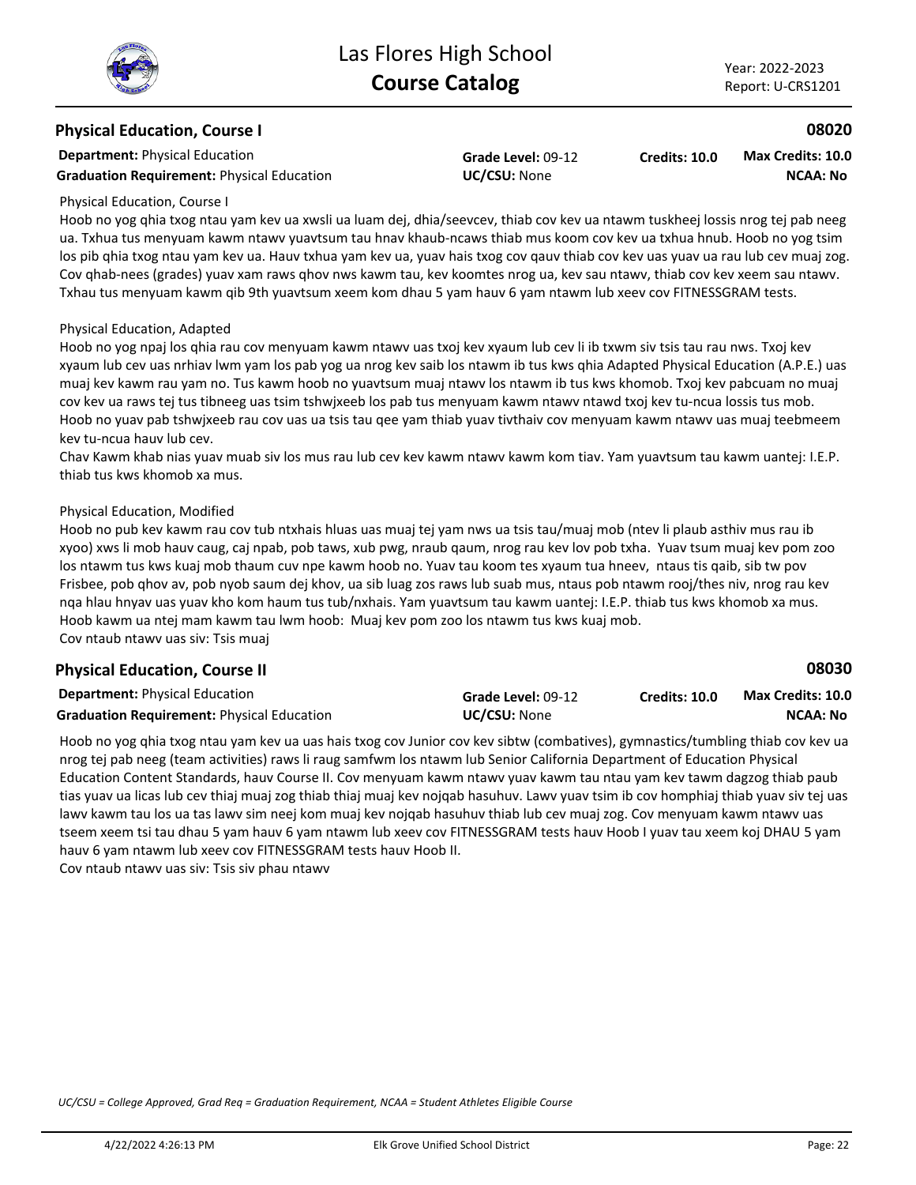## Physical Education, Course I

**08020**

**Department:** Physical Education
**Graduation Requirement:** Physical Education
**Grade Level:** 09-12
**UC/CSU:** None
**Credits: 10.0**
**Max Credits: 10.0**
**NCAA: No**

Physical Education, Course I
Hoob no yog qhia txog ntau yam kev ua xwsli ua luam dej, dhia/seevcev, thiab cov kev ua ntawm tuskheej lossis nrog tej pab neeg ua. Txhua tus menyuam kawm ntawv yuavtsum tau hnav khaub-ncaws thiab mus koom cov kev ua txhua hnub. Hoob no yog tsim los pib qhia txog ntau yam kev ua. Hauv txhua yam kev ua, yuav hais txog cov qauv thiab cov kev uas yuav ua rau lub cev muaj zog. Cov qhab-nees (grades) yuav xam raws qhov nws kawm tau, kev koomtes nrog ua, kev sau ntawv, thiab cov kev xeem sau ntawv. Txhau tus menyuam kawm qib 9th yuavtsum xeem kom dhau 5 yam hauv 6 yam ntawm lub xeev cov FITNESSGRAM tests.

Physical Education, Adapted
Hoob no yog npaj los qhia rau cov menyuam kawm ntawv uas txoj kev xyaum lub cev li ib txwm siv tsis tau rau nws. Txoj kev xyaum lub cev uas nrhiav lwm yam los pab yog ua nrog kev saib los ntawm ib tus kws qhia Adapted Physical Education (A.P.E.) uas muaj kev kawm rau yam no. Tus kawm hoob no yuavtsum muaj ntawv los ntawm ib tus kws khomob. Txoj kev pabcuam no muaj cov kev ua raws tej tus tibneeg uas tsim tshwjxeeb los pab tus menyuam kawm ntawv ntawd txoj kev tu-ncua lossis tus mob. Hoob no yuav pab tshwjxeeb rau cov uas ua tsis tau qee yam thiab yuav tivthaiv cov menyuam kawm ntawv uas muaj teebmeem kev tu-ncua hauv lub cev.
Chav Kawm khab nias yuav muab siv los mus rau lub cev kev kawm ntawv kawm kom tiav. Yam yuavtsum tau kawm uantej: I.E.P. thiab tus kws khomob xa mus.

Physical Education, Modified
Hoob no pub kev kawm rau cov tub ntxhais hluas uas muaj tej yam nws ua tsis tau/muaj mob (ntev li plaub asthiv mus rau ib xyoo) xws li mob hauv caug, caj npab, pob taws, xub pwg, nraub qaum, nrog rau kev lov pob txha. Yuav tsum muaj kev pom zoo los ntawm tus kws kuaj mob thaum cuv npe kawm hoob no. Yuav tau koom tes xyaum tua hneev, ntaus tis qaib, sib tw pov Frisbee, pob qhov av, pob nyob saum dej khov, ua sib luag zos raws lub suab mus, ntaus pob ntawm rooj/thes niv, nrog rau kev nqa hlau hnyav uas yuav kho kom haum tus tub/nxhais. Yam yuavtsum tau kawm uantej: I.E.P. thiab tus kws khomob xa mus. Hoob kawm ua ntej mam kawm tau lwm hoob: Muaj kev pom zoo los ntawm tus kws kuaj mob.
Cov ntaub ntawv uas siv: Tsis muaj

## Physical Education, Course II

**08030**

**Department:** Physical Education
**Graduation Requirement:** Physical Education
**Grade Level:** 09-12
**UC/CSU:** None
**Credits: 10.0**
**Max Credits: 10.0**
**NCAA: No**

Hoob no yog qhia txog ntau yam kev ua uas hais txog cov Junior cov kev sibtw (combatives), gymnastics/tumbling thiab cov kev ua nrog tej pab neeg (team activities) raws li raug samfwm los ntawm lub Senior California Department of Education Physical Education Content Standards, hauv Course II. Cov menyuam kawm ntawv yuav kawm tau ntau yam kev tawm dagzog thiab paub tias yuav ua licas lub cev thiaj muaj zog thiab thiaj muaj kev nojqab hasuhuv. Lawv yuav tsim ib cov homphiaj thiab yuav siv tej uas lawv kawm tau los ua tas lawv sim neej kom muaj kev nojqab hasuhuv thiab lub cev muaj zog. Cov menyuam kawm ntawv uas tseem xeem tsi tau dhau 5 yam hauv 6 yam ntawm lub xeev cov FITNESSGRAM tests hauv Hoob I yuav tau xeem koj DHAU 5 yam hauv 6 yam ntawm lub xeev cov FITNESSGRAM tests hauv Hoob II.
Cov ntaub ntawv uas siv: Tsis siv phau ntawv

*UC/CSU = College Approved, Grad Req = Graduation Requirement, NCAA = Student Athletes Eligible Course*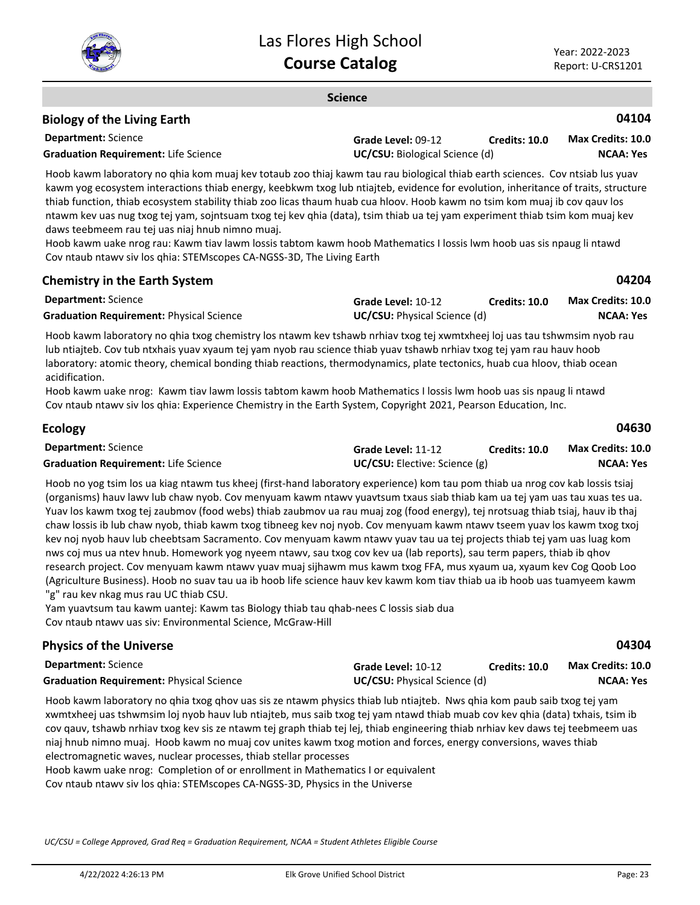## Science

### Biology of the Living Earth — 04104

**Department:** Science | **Grade Level:** 09-12 | **Credits:** 10.0 | **Max Credits:** 10.0
**Graduation Requirement:** Life Science | **UC/CSU:** Biological Science (d) | **NCAA:** Yes

Hoob kawm laboratory no qhia kom muaj kev totaub zoo thiaj kawm tau rau biological thiab earth sciences. Cov ntsiab lus yuav kawm yog ecosystem interactions thiab energy, keebkwm txog lub ntiajteb, evidence for evolution, inheritance of traits, structure thiab function, thiab ecosystem stability thiab zoo licas thaum huab cua hloov. Hoob kawm no tsim kom muaj ib cov qauv los ntawm kev uas nug txog tej yam, sojntsuam txog tej kev qhia (data), tsim thiab ua tej yam experiment thiab tsim kom muaj kev daws teebmeem rau tej uas niaj hnub nimno muaj.
Hoob kawm uake nrog rau: Kawm tiav lawm lossis tabtom kawm hoob Mathematics I lossis lwm hoob uas sis npaug li ntawd
Cov ntaub ntawv siv los qhia: STEMscopes CA-NGSS-3D, The Living Earth

### Chemistry in the Earth System — 04204

**Department:** Science | **Grade Level:** 10-12 | **Credits:** 10.0 | **Max Credits:** 10.0
**Graduation Requirement:** Physical Science | **UC/CSU:** Physical Science (d) | **NCAA:** Yes

Hoob kawm laboratory no qhia txog chemistry los ntawm kev tshawb nrhiav txog tej xwmtxheej loj uas tau tshwmsim nyob rau lub ntiajteb. Cov tub ntxhais yuav xyaum tej yam nyob rau science thiab yuav tshawb nrhiav txog tej yam rau hauv hoob laboratory: atomic theory, chemical bonding thiab reactions, thermodynamics, plate tectonics, huab cua hloov, thiab ocean acidification.
Hoob kawm uake nrog: Kawm tiav lawm lossis tabtom kawm hoob Mathematics I lossis lwm hoob uas sis npaug li ntawd
Cov ntaub ntawv siv los qhia: Experience Chemistry in the Earth System, Copyright 2021, Pearson Education, Inc.

### Ecology — 04630

**Department:** Science | **Grade Level:** 11-12 | **Credits:** 10.0 | **Max Credits:** 10.0
**Graduation Requirement:** Life Science | **UC/CSU:** Elective: Science (g) | **NCAA:** Yes

Hoob no yog tsim los ua kiag ntawm tus kheej (first-hand laboratory experience) kom tau pom thiab ua nrog cov kab lossis tsiaj (organisms) hauv lawv lub chaw nyob. Cov menyuam kawm ntawv yuavtsum txaus siab thiab kam ua tej yam uas tau xuas tes ua. Yuav los kawm txog tej zaubmov (food webs) thiab zaubmov ua rau muaj zog (food energy), tej nrotsuag thiab tsiaj, hauv ib thaj chaw lossis ib lub chaw nyob, thiab kawm txog tibneeg kev noj nyob. Cov menyuam kawm ntawv tseem yuav los kawm txog txoj kev noj nyob hauv lub cheebtsam Sacramento. Cov menyuam kawm ntawv yuav tau ua tej projects thiab tej yam uas luag kom nws coj mus ua ntev hnub. Homework yog nyeem ntawv, sau txog cov kev ua (lab reports), sau term papers, thiab ib qhov research project. Cov menyuam kawm ntawv yuav muaj sijhawm mus kawm txog FFA, mus xyaum ua, xyaum kev Cog Qoob Loo (Agriculture Business). Hoob no suav tau ua ib hoob life science hauv kev kawm kom tiav thiab ua ib hoob uas tuamyeem kawm "g" rau kev nkag mus rau UC thiab CSU.
Yam yuavtsum tau kawm uantej: Kawm tas Biology thiab tau qhab-nees C lossis siab dua
Cov ntaub ntawv uas siv: Environmental Science, McGraw-Hill

### Physics of the Universe — 04304

**Department:** Science | **Grade Level:** 10-12 | **Credits:** 10.0 | **Max Credits:** 10.0
**Graduation Requirement:** Physical Science | **UC/CSU:** Physical Science (d) | **NCAA:** Yes

Hoob kawm laboratory no qhia txog qhov uas sis ze ntawm physics thiab lub ntiajteb. Nws qhia kom paub saib txog tej yam xwmtxheej uas tshwmsim loj nyob hauv lub ntiajteb, mus saib txog tej yam ntawd thiab muab cov kev qhia (data) txhais, tsim ib cov qauv, tshawb nrhiav txog kev sis ze ntawm tej graph thiab tej lej, thiab engineering thiab nrhiav kev daws tej teebmeem uas niaj hnub nimno muaj. Hoob kawm no muaj cov unites kawm txog motion and forces, energy conversions, waves thiab electromagnetic waves, nuclear processes, thiab stellar processes
Hoob kawm uake nrog: Completion of or enrollment in Mathematics I or equivalent
Cov ntaub ntawv siv los qhia: STEMscopes CA-NGSS-3D, Physics in the Universe

*UC/CSU = College Approved, Grad Req = Graduation Requirement, NCAA = Student Athletes Eligible Course*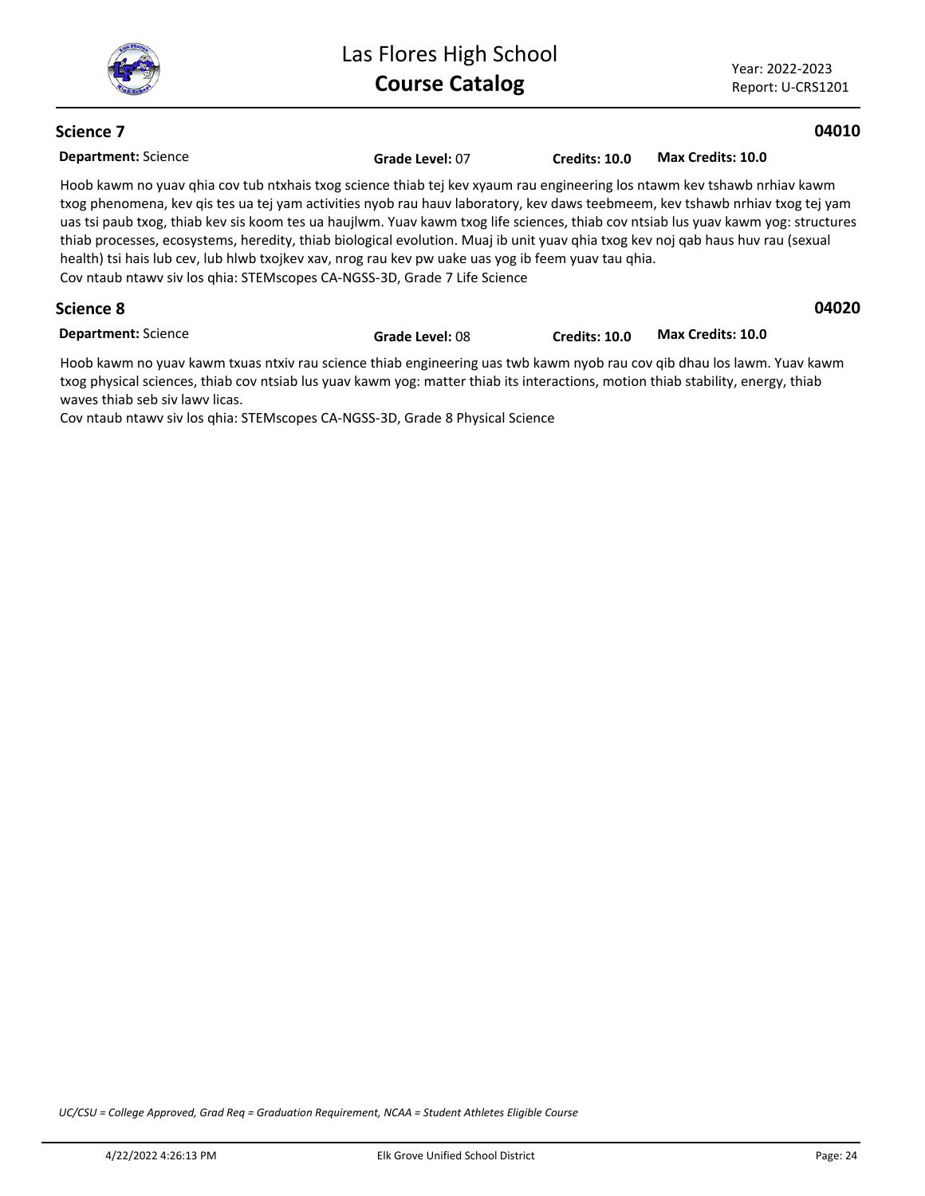## Science 7

**04010**

**Department:** Science **Grade Level:** 07 **Credits: 10.0** **Max Credits: 10.0**

Hoob kawm no yuav qhia cov tub ntxhais txog science thiab tej kev xyaum rau engineering los ntawm kev tshawb nrhiav kawm txog phenomena, kev qis tes ua tej yam activities nyob rau hauv laboratory, kev daws teebmeem, kev tshawb nrhiav txog tej yam uas tsi paub txog, thiab kev sis koom tes ua haujlwm. Yuav kawm txog life sciences, thiab cov ntsiab lus yuav kawm yog: structures thiab processes, ecosystems, heredity, thiab biological evolution. Muaj ib unit yuav qhia txog kev noj qab haus huv rau (sexual health) tsi hais lub cev, lub hlwb txojkev xav, nrog rau kev pw uake uas yog ib feem yuav tau qhia.
Cov ntaub ntawv siv los qhia: STEMscopes CA-NGSS-3D, Grade 7 Life Science

## Science 8

**04020**

**Department:** Science **Grade Level:** 08 **Credits: 10.0** **Max Credits: 10.0**

Hoob kawm no yuav kawm txuas ntxiv rau science thiab engineering uas twb kawm nyob rau cov qib dhau los lawm. Yuav kawm txog physical sciences, thiab cov ntsiab lus yuav kawm yog: matter thiab its interactions, motion thiab stability, energy, thiab waves thiab seb siv lawv licas.
Cov ntaub ntawv siv los qhia: STEMscopes CA-NGSS-3D, Grade 8 Physical Science

*UC/CSU = College Approved, Grad Req = Graduation Requirement, NCAA = Student Athletes Eligible Course*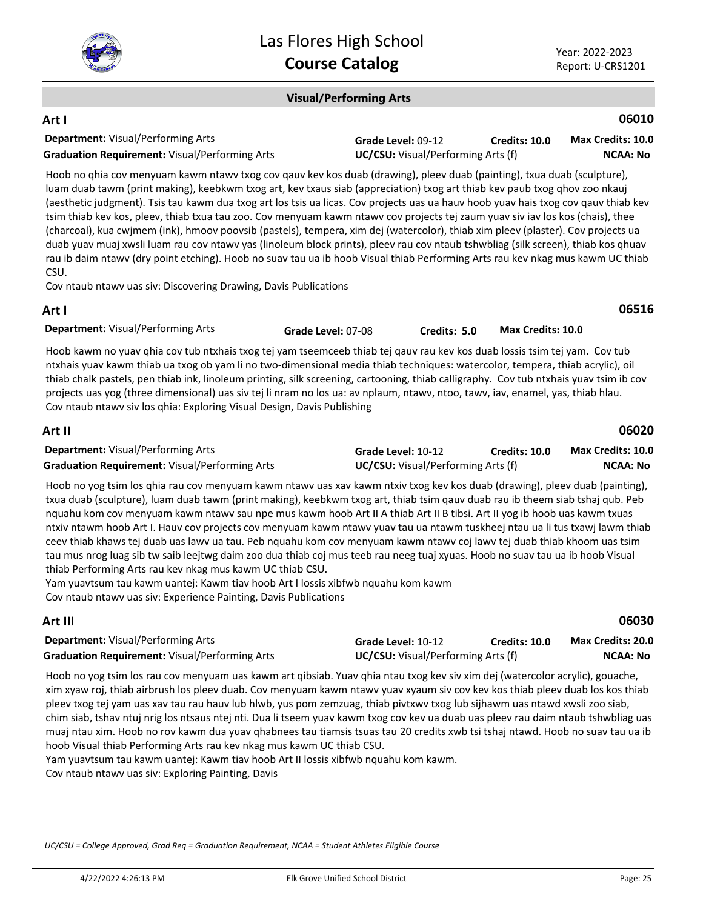## Visual/Performing Arts

### Art I — 06010

**Department:** Visual/Performing Arts | **Grade Level:** 09-12 | **Credits:** 10.0 | **Max Credits:** 10.0
**Graduation Requirement:** Visual/Performing Arts | **UC/CSU:** Visual/Performing Arts (f) | **NCAA:** No

Hoob no qhia cov menyuam kawm ntawv txog cov qauv kev kos duab (drawing), pleev duab (painting), txua duab (sculpture), luam duab tawm (print making), keebkwm txog art, kev txaus siab (appreciation) txog art thiab kev paub txog qhov zoo nkauj (aesthetic judgment). Tsis tau kawm dua txog art los tsis ua licas. Cov projects uas ua hauv hoob yuav hais txog cov qauv thiab kev tsim thiab kev kos, pleev, thiab txua tau zoo. Cov menyuam kawm ntawv cov projects tej zaum yuav siv iav los kos (chais), thee (charcoal), kua cwjmem (ink), hmoov poovsib (pastels), tempera, xim dej (watercolor), thiab xim pleev (plaster). Cov projects ua duab yuav muaj xwsli luam rau cov ntawv yas (linoleum block prints), pleev rau cov ntaub tshwbliag (silk screen), thiab kos qhuav rau ib daim ntawv (dry point etching). Hoob no suav tau ua ib hoob Visual thiab Performing Arts rau kev nkag mus kawm UC thiab CSU.

Cov ntaub ntawv uas siv: Discovering Drawing, Davis Publications

### Art I — 06516

**Department:** Visual/Performing Arts | **Grade Level:** 07-08 | **Credits:** 5.0 | **Max Credits:** 10.0

Hoob kawm no yuav qhia cov tub ntxhais txog tej yam tseemceeb thiab tej qauv rau kev kos duab lossis tsim tej yam. Cov tub ntxhais yuav kawm thiab ua txog ob yam li no two-dimensional media thiab techniques: watercolor, tempera, thiab acrylic), oil thiab chalk pastels, pen thiab ink, linoleum printing, silk screening, cartooning, thiab calligraphy. Cov tub ntxhais yuav tsim ib cov projects uas yog (three dimensional) uas siv tej li nram no los ua: av nplaum, ntawv, ntoo, tawv, iav, enamel, yas, thiab hlau.

Cov ntaub ntawv siv los qhia: Exploring Visual Design, Davis Publishing

### Art II — 06020

**Department:** Visual/Performing Arts | **Grade Level:** 10-12 | **Credits:** 10.0 | **Max Credits:** 10.0
**Graduation Requirement:** Visual/Performing Arts | **UC/CSU:** Visual/Performing Arts (f) | **NCAA:** No

Hoob no yog tsim los qhia rau cov menyuam kawm ntawv uas xav kawm ntxiv txog kev kos duab (drawing), pleev duab (painting), txua duab (sculpture), luam duab tawm (print making), keebkwm txog art, thiab tsim qauv duab rau ib theem siab tshaj qub. Peb nquahu kom cov menyuam kawm ntawv sau npe mus kawm hoob Art II A thiab Art II B tibsi. Art II yog ib hoob uas kawm txuas ntxiv ntawm hoob Art I. Hauv cov projects cov menyuam kawm ntawv yuav tau ua ntawm tuskheej ntau ua li tus txawj lawm thiab ceev thiab khaws tej duab uas lawv ua tau. Peb nquahu kom cov menyuam kawm ntawv coj lawv tej duab thiab khoom uas tsim tau mus nrog luag sib tw saib leejtwg daim zoo dua thiab coj mus teeb rau neeg tuaj xyuas. Hoob no suav tau ua ib hoob Visual thiab Performing Arts rau kev nkag mus kawm UC thiab CSU.

Yam yuavtsum tau kawm uantej: Kawm tiav hoob Art I lossis xibfwb nquahu kom kawm

Cov ntaub ntawv uas siv: Experience Painting, Davis Publications

### Art III — 06030

**Department:** Visual/Performing Arts | **Grade Level:** 10-12 | **Credits:** 10.0 | **Max Credits:** 20.0
**Graduation Requirement:** Visual/Performing Arts | **UC/CSU:** Visual/Performing Arts (f) | **NCAA:** No

Hoob no yog tsim los rau cov menyuam uas kawm art qibsiab. Yuav qhia ntau txog kev siv xim dej (watercolor acrylic), gouache, xim xyaw roj, thiab airbrush los pleev duab. Cov menyuam kawm ntawv yuav xyaum siv cov kev kos thiab pleev duab los kos thiab pleev txog tej yam uas xav tau rau hauv lub hlwb, yus pom zemzuag, thiab pivtxwv txog lub sijhawm uas ntawd xwsli zoo siab, chim siab, tshav ntuj nrig los ntsaus ntej nti. Dua li tseem yuav kawm txog cov kev ua duab uas pleev rau daim ntaub tshwbliag uas muaj ntau xim. Hoob no rov kawm dua yuav qhabnees tau tiamsis tsuas tau 20 credits xwb tsi tshaj ntawd. Hoob no suav tau ua ib hoob Visual thiab Performing Arts rau kev nkag mus kawm UC thiab CSU.

Yam yuavtsum tau kawm uantej: Kawm tiav hoob Art II lossis xibfwb nquahu kom kawm.

Cov ntaub ntawv uas siv: Exploring Painting, Davis

*UC/CSU = College Approved, Grad Req = Graduation Requirement, NCAA = Student Athletes Eligible Course*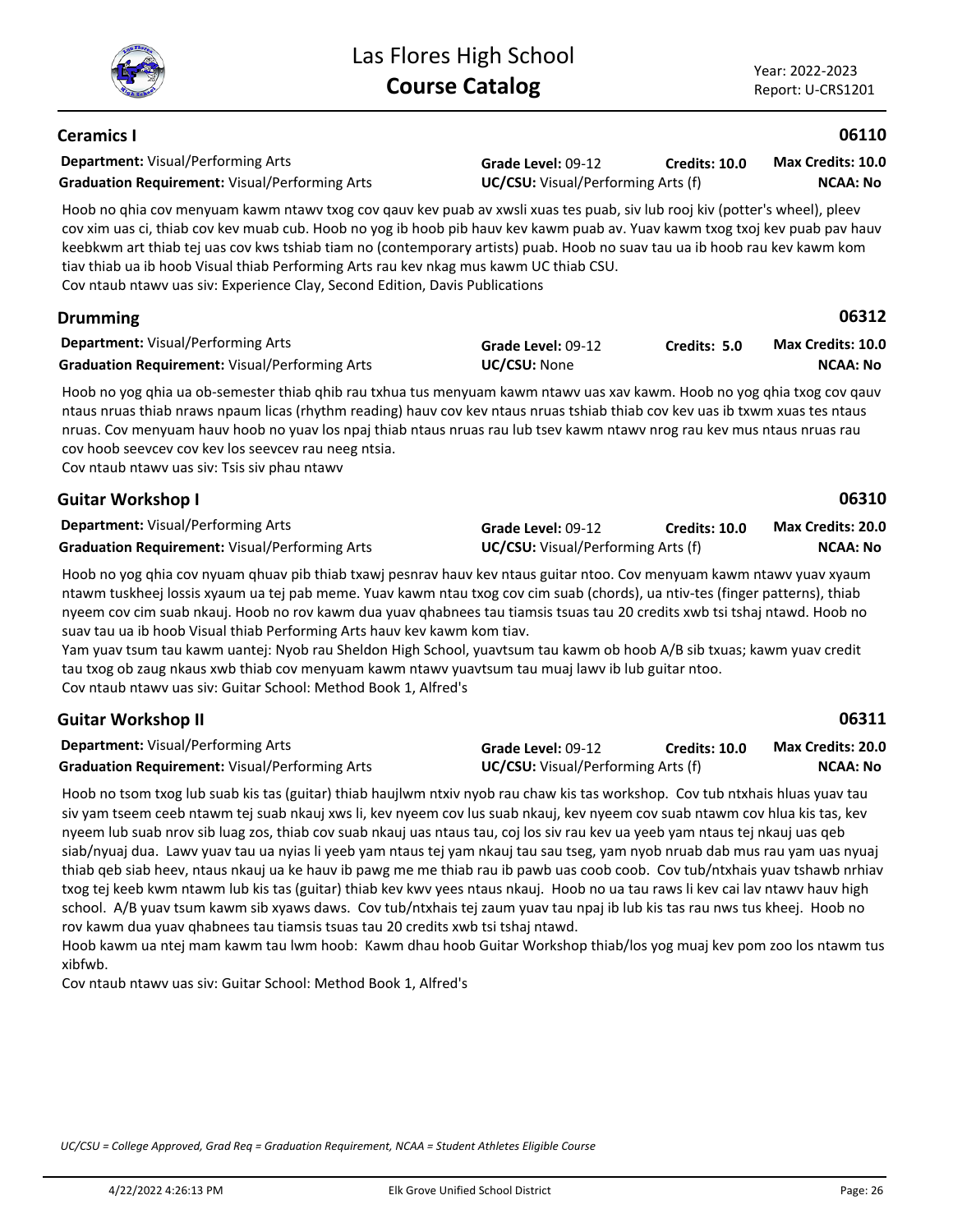## Ceramics I

**06110**

**Department:** Visual/Performing Arts | **Grade Level:** 09-12 | **Credits: 10.0** | **Max Credits: 10.0**

**Graduation Requirement:** Visual/Performing Arts | **UC/CSU:** Visual/Performing Arts (f) | **NCAA: No**

Hoob no qhia cov menyuam kawm ntawv txog cov qauv kev puab av xwsli xuas tes puab, siv lub rooj kiv (potter's wheel), pleev cov xim uas ci, thiab cov kev muab cub. Hoob no yog ib hoob pib hauv kev kawm puab av. Yuav kawm txog txoj kev puab pav hauv keebkwm art thiab tej uas cov kws tshiab tiam no (contemporary artists) puab. Hoob no suav tau ua ib hoob rau kev kawm kom tiav thiab ua ib hoob Visual thiab Performing Arts rau kev nkag mus kawm UC thiab CSU.
Cov ntaub ntawv uas siv: Experience Clay, Second Edition, Davis Publications

## Drumming

**06312**

**Department:** Visual/Performing Arts | **Grade Level:** 09-12 | **Credits: 5.0** | **Max Credits: 10.0**

**Graduation Requirement:** Visual/Performing Arts | **UC/CSU:** None | **NCAA: No**

Hoob no yog qhia ua ob-semester thiab qhib rau txhua tus menyuam kawm ntawv uas xav kawm. Hoob no yog qhia txog cov qauv ntaus nruas thiab nraws npaum licas (rhythm reading) hauv cov kev ntaus nruas tshiab thiab cov kev uas ib txwm xuas tes ntaus nruas. Cov menyuam hauv hoob no yuav los npaj thiab ntaus nruas rau lub tsev kawm ntawv nrog rau kev mus ntaus nruas rau cov hoob seevcev cov kev los seevcev rau neeg ntsia.
Cov ntaub ntawv uas siv: Tsis siv phau ntawv

## Guitar Workshop I

**06310**

**Department:** Visual/Performing Arts | **Grade Level:** 09-12 | **Credits: 10.0** | **Max Credits: 20.0**

**Graduation Requirement:** Visual/Performing Arts | **UC/CSU:** Visual/Performing Arts (f) | **NCAA: No**

Hoob no yog qhia cov nyuam qhuav pib thiab txawj pesnrav hauv kev ntaus guitar ntoo. Cov menyuam kawm ntawv yuav xyaum ntawm tuskheej lossis xyaum ua tej pab meme. Yuav kawm ntau txog cov cim suab (chords), ua ntiv-tes (finger patterns), thiab nyeem cov cim suab nkauj. Hoob no rov kawm dua yuav qhabnees tau tiamsis tsuas tau 20 credits xwb tsi tshaj ntawd. Hoob no suav tau ua ib hoob Visual thiab Performing Arts hauv kev kawm kom tiav.
Yam yuav tsum tau kawm uantej: Nyob rau Sheldon High School, yuavtsum tau kawm ob hoob A/B sib txuas; kawm yuav credit tau txog ob zaug nkaus xwb thiab cov menyuam kawm ntawv yuavtsum tau muaj lawv ib lub guitar ntoo.
Cov ntaub ntawv uas siv: Guitar School: Method Book 1, Alfred's

## Guitar Workshop II

**06311**

**Department:** Visual/Performing Arts | **Grade Level:** 09-12 | **Credits: 10.0** | **Max Credits: 20.0**

**Graduation Requirement:** Visual/Performing Arts | **UC/CSU:** Visual/Performing Arts (f) | **NCAA: No**

Hoob no tsom txog lub suab kis tas (guitar) thiab haujlwm ntxiv nyob rau chaw kis tas workshop. Cov tub ntxhais hluas yuav tau siv yam tseem ceeb ntawm tej suab nkauj xws li, kev nyeem cov lus suab nkauj, kev nyeem cov suab ntawm cov hlua kis tas, kev nyeem lub suab nrov sib luag zos, thiab cov suab nkauj uas ntaus tau, coj los siv rau kev ua yeeb yam ntaus tej nkauj uas qeb siab/nyuaj dua. Lawv yuav tau ua nyias li yeeb yam ntaus tej yam nkauj tau sau tseg, yam nyob nruab dab mus rau yam uas nyuaj thiab qeb siab heev, ntaus nkauj ua ke hauv ib pawg me me thiab rau ib pawb uas coob coob. Cov tub/ntxhais yuav tshawb nrhiav txog tej keeb kwm ntawm lub kis tas (guitar) thiab kev kwv yees ntaus nkauj. Hoob no ua tau raws li kev cai lav ntawv hauv high school. A/B yuav tsum kawm sib xyaws daws. Cov tub/ntxhais tej zaum yuav tau npaj ib lub kis tas rau nws tus kheej. Hoob no rov kawm dua yuav qhabnees tau tiamsis tsuas tau 20 credits xwb tsi tshaj ntawd.
Hoob kawm ua ntej mam kawm tau lwm hoob: Kawm dhau hoob Guitar Workshop thiab/los yog muaj kev pom zoo los ntawm tus xibfwb.
Cov ntaub ntawv uas siv: Guitar School: Method Book 1, Alfred's

*UC/CSU = College Approved, Grad Req = Graduation Requirement, NCAA = Student Athletes Eligible Course*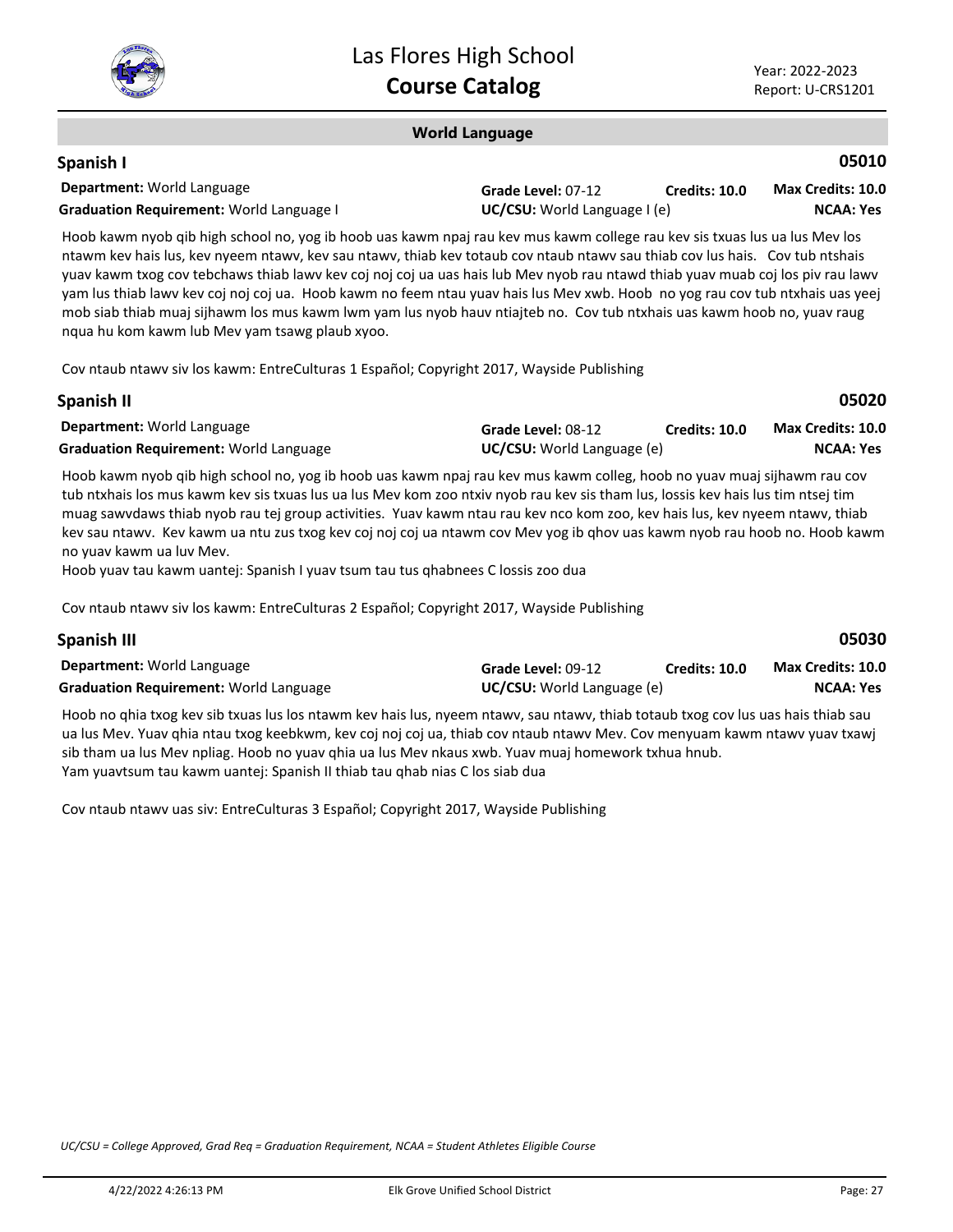## World Language

### Spanish I — 05010

**Department:** World Language
**Graduation Requirement:** World Language I
**Grade Level:** 07-12 **Credits: 10.0** **Max Credits: 10.0**
**UC/CSU:** World Language I (e) **NCAA: Yes**

Hoob kawm nyob qib high school no, yog ib hoob uas kawm npaj rau kev mus kawm college rau kev sis txuas lus ua lus Mev los ntawm kev hais lus, kev nyeem ntawv, kev sau ntawv, thiab kev totaub cov ntaub ntawv sau thiab cov lus hais. Cov tub ntshais yuav kawm txog cov tebchaws thiab lawv kev coj noj coj ua uas hais lub Mev nyob rau ntawd thiab yuav muab coj los piv rau lawv yam lus thiab lawv kev coj noj coj ua. Hoob kawm no feem ntau yuav hais lus Mev xwb. Hoob no yog rau cov tub ntxhais uas yeej mob siab thiab muaj sijhawm los mus kawm lwm yam lus nyob hauv ntiajteb no. Cov tub ntxhais uas kawm hoob no, yuav raug nqua hu kom kawm lub Mev yam tsawg plaub xyoo.

Cov ntaub ntawv siv los kawm: EntreCulturas 1 Español; Copyright 2017, Wayside Publishing

### Spanish II — 05020

**Department:** World Language
**Graduation Requirement:** World Language
**Grade Level:** 08-12 **Credits: 10.0** **Max Credits: 10.0**
**UC/CSU:** World Language (e) **NCAA: Yes**

Hoob kawm nyob qib high school no, yog ib hoob uas kawm npaj rau kev mus kawm colleg, hoob no yuav muaj sijhawm rau cov tub ntxhais los mus kawm kev sis txuas lus ua lus Mev kom zoo ntxiv nyob rau kev sis tham lus, lossis kev hais lus tim ntsej tim muag sawvdaws thiab nyob rau tej group activities. Yuav kawm ntau rau kev nco kom zoo, kev hais lus, kev nyeem ntawv, thiab kev sau ntawv. Kev kawm ua ntu zus txog kev coj noj coj ua ntawm cov Mev yog ib qhov uas kawm nyob rau hoob no. Hoob kawm no yuav kawm ua luv Mev.
Hoob yuav tau kawm uantej: Spanish I yuav tsum tau tus qhabnees C lossis zoo dua

Cov ntaub ntawv siv los kawm: EntreCulturas 2 Español; Copyright 2017, Wayside Publishing

### Spanish III — 05030

**Department:** World Language
**Graduation Requirement:** World Language
**Grade Level:** 09-12 **Credits: 10.0** **Max Credits: 10.0**
**UC/CSU:** World Language (e) **NCAA: Yes**

Hoob no qhia txog kev sib txuas lus los ntawm kev hais lus, nyeem ntawv, sau ntawv, thiab totaub txog cov lus uas hais thiab sau ua lus Mev. Yuav qhia ntau txog keebkwm, kev coj noj coj ua, thiab cov ntaub ntawv Mev. Cov menyuam kawm ntawv yuav txawj sib tham ua lus Mev npliag. Hoob no yuav qhia ua lus Mev nkaus xwb. Yuav muaj homework txhua hnub.
Yam yuavtsum tau kawm uantej: Spanish II thiab tau qhab nias C los siab dua

Cov ntaub ntawv uas siv: EntreCulturas 3 Español; Copyright 2017, Wayside Publishing

*UC/CSU = College Approved, Grad Req = Graduation Requirement, NCAA = Student Athletes Eligible Course*